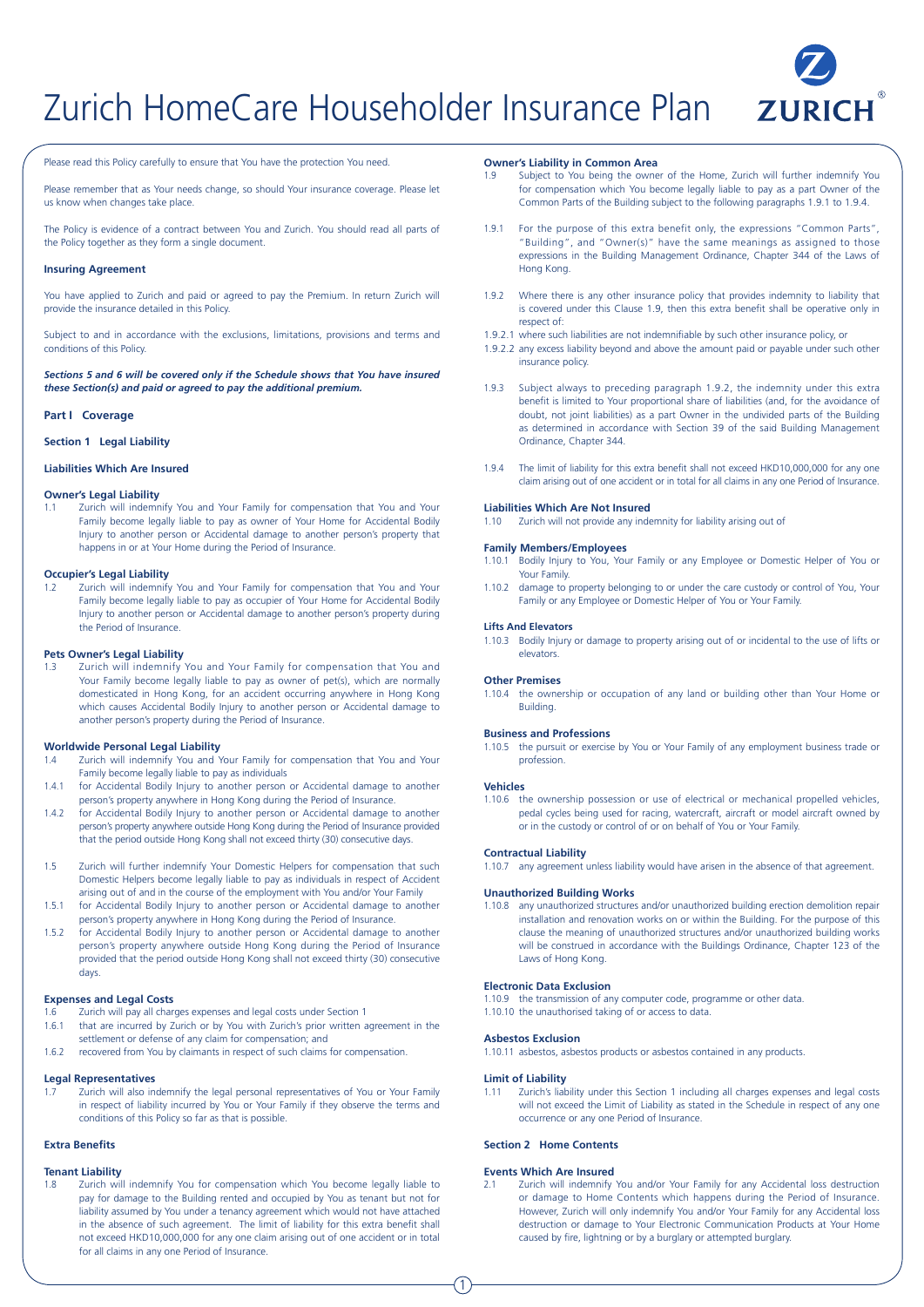# Zurich HomeCare Householder Insurance Plan

Please read this Policy carefully to ensure that You have the protection You need.

Please remember that as Your needs change, so should Your insurance coverage. Please let us know when changes take place.

The Policy is evidence of a contract between You and Zurich. You should read all parts of the Policy together as they form a single document.

**Insuring Agreement**

You have applied to Zurich and paid or agreed to pay the Premium. In return Zurich will provide the insurance detailed in this Policy.

Subject to and in accordance with the exclusions, limitations, provisions and terms and conditions of this Policy.

***Sections 5 and 6 will be covered only if the Schedule shows that You have insured these Section(s) and paid or agreed to pay the additional premium.***

## Part I Coverage

### Section 1 Legal Liability

#### Liabilities Which Are Insured

**Owner's Legal Liability**

1.1 Zurich will indemnify You and Your Family for compensation that You and Your Family become legally liable to pay as owner of Your Home for Accidental Bodily Injury to another person or Accidental damage to another person's property that happens in or at Your Home during the Period of Insurance.

**Occupier's Legal Liability**

1.2 Zurich will indemnify You and Your Family for compensation that You and Your Family become legally liable to pay as occupier of Your Home for Accidental Bodily Injury to another person or Accidental damage to another person's property during the Period of Insurance.

**Pets Owner's Legal Liability**

1.3 Zurich will indemnify You and Your Family for compensation that You and Your Family become legally liable to pay as owner of pet(s), which are normally domesticated in Hong Kong, for an accident occurring anywhere in Hong Kong which causes Accidental Bodily Injury to another person or Accidental damage to another person's property during the Period of Insurance.

**Worldwide Personal Legal Liability**

1.4 Zurich will indemnify You and Your Family for compensation that You and Your Family become legally liable to pay as individuals

1.4.1 for Accidental Bodily Injury to another person or Accidental damage to another person's property anywhere in Hong Kong during the Period of Insurance.

1.4.2 for Accidental Bodily Injury to another person or Accidental damage to another person's property anywhere outside Hong Kong during the Period of Insurance provided that the period outside Hong Kong shall not exceed thirty (30) consecutive days.

1.5 Zurich will further indemnify Your Domestic Helpers for compensation that such Domestic Helpers become legally liable to pay as individuals in respect of Accident arising out of and in the course of the employment with You and/or Your Family

1.5.1 for Accidental Bodily Injury to another person or Accidental damage to another person's property anywhere in Hong Kong during the Period of Insurance.

1.5.2 for Accidental Bodily Injury to another person or Accidental damage to another person's property anywhere outside Hong Kong during the Period of Insurance provided that the period outside Hong Kong shall not exceed thirty (30) consecutive days.

**Expenses and Legal Costs**

1.6 Zurich will pay all charges expenses and legal costs under Section 1

1.6.1 that are incurred by Zurich or by You with Zurich's prior written agreement in the settlement or defense of any claim for compensation; and

1.6.2 recovered from You by claimants in respect of such claims for compensation.

**Legal Representatives**

1.7 Zurich will also indemnify the legal personal representatives of You or Your Family in respect of liability incurred by You or Your Family if they observe the terms and conditions of this Policy so far as that is possible.

#### Extra Benefits

**Tenant Liability**

1.8 Zurich will indemnify You for compensation which You become legally liable to pay for damage to the Building rented and occupied by You as tenant but not for liability assumed by You under a tenancy agreement which would not have attached in the absence of such agreement. The limit of liability for this extra benefit shall not exceed HKD10,000,000 for any one claim arising out of one accident or in total for all claims in any one Period of Insurance.

**Owner's Liability in Common Area**

1.9 Subject to You being the owner of the Home, Zurich will further indemnify You for compensation which You become legally liable to pay as a part Owner of the Common Parts of the Building subject to the following paragraphs 1.9.1 to 1.9.4.

1.9.1 For the purpose of this extra benefit only, the expressions "Common Parts", "Building", and "Owner(s)" have the same meanings as assigned to those expressions in the Building Management Ordinance, Chapter 344 of the Laws of Hong Kong.

1.9.2 Where there is any other insurance policy that provides indemnity to liability that is covered under this Clause 1.9, then this extra benefit shall be operative only in respect of:

1.9.2.1 where such liabilities are not indemnifiable by such other insurance policy, or

1.9.2.2 any excess liability beyond and above the amount paid or payable under such other insurance policy.

1.9.3 Subject always to preceding paragraph 1.9.2, the indemnity under this extra benefit is limited to Your proportional share of liabilities (and, for the avoidance of doubt, not joint liabilities) as a part Owner in the undivided parts of the Building as determined in accordance with Section 39 of the said Building Management Ordinance, Chapter 344.

1.9.4 The limit of liability for this extra benefit shall not exceed HKD10,000,000 for any one claim arising out of one accident or in total for all claims in any one Period of Insurance.

#### Liabilities Which Are Not Insured

1.10 Zurich will not provide any indemnity for liability arising out of

**Family Members/Employees**

1.10.1 Bodily Injury to You, Your Family or any Employee or Domestic Helper of You or Your Family.

1.10.2 damage to property belonging to or under the care custody or control of You, Your Family or any Employee or Domestic Helper of You or Your Family.

**Lifts And Elevators**

1.10.3 Bodily Injury or damage to property arising out of or incidental to the use of lifts or elevators.

**Other Premises**

1.10.4 the ownership or occupation of any land or building other than Your Home or Building.

**Business and Professions**

1.10.5 the pursuit or exercise by You or Your Family of any employment business trade or profession.

**Vehicles**

1.10.6 the ownership possession or use of electrical or mechanical propelled vehicles, pedal cycles being used for racing, watercraft, aircraft or model aircraft owned by or in the custody or control of or on behalf of You or Your Family.

**Contractual Liability**

1.10.7 any agreement unless liability would have arisen in the absence of that agreement.

**Unauthorized Building Works**

1.10.8 any unauthorized structures and/or unauthorized building erection demolition repair installation and renovation works on or within the Building. For the purpose of this clause the meaning of unauthorized structures and/or unauthorized building works will be construed in accordance with the Buildings Ordinance, Chapter 123 of the Laws of Hong Kong.

**Electronic Data Exclusion**

1.10.9 the transmission of any computer code, programme or other data.

1.10.10 the unauthorised taking of or access to data.

**Asbestos Exclusion**

1.10.11 asbestos, asbestos products or asbestos contained in any products.

**Limit of Liability**

1.11 Zurich's liability under this Section 1 including all charges expenses and legal costs will not exceed the Limit of Liability as stated in the Schedule in respect of any one occurrence or any one Period of Insurance.

### Section 2 Home Contents

**Events Which Are Insured**

2.1 Zurich will indemnify You and/or Your Family for any Accidental loss destruction or damage to Home Contents which happens during the Period of Insurance. However, Zurich will only indemnify You and/or Your Family for any Accidental loss destruction or damage to Your Electronic Communication Products at Your Home caused by fire, lightning or by a burglary or attempted burglary.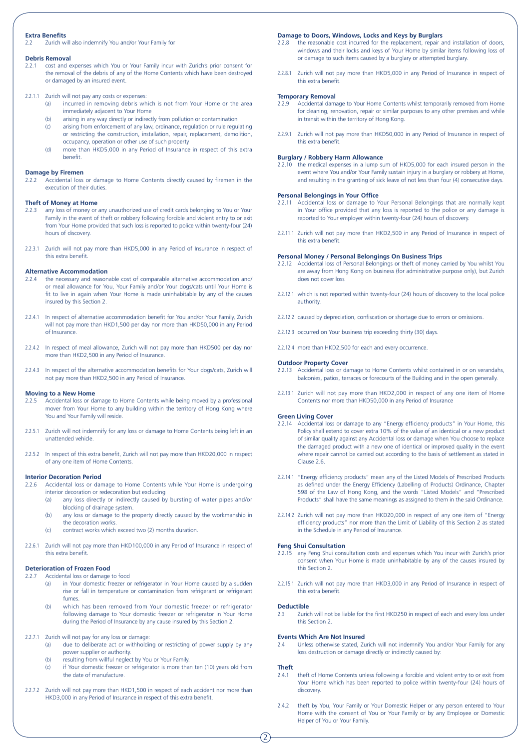**Extra Benefits**

2.2 Zurich will also indemnify You and/or Your Family for

**Debris Removal**

2.2.1 cost and expenses which You or Your Family incur with Zurich's prior consent for the removal of the debris of any of the Home Contents which have been destroyed or damaged by an insured event.

2.2.1.1 Zurich will not pay any costs or expenses:

(a) incurred in removing debris which is not from Your Home or the area immediately adjacent to Your Home

(b) arising in any way directly or indirectly from pollution or contamination

(c) arising from enforcement of any law, ordinance, regulation or rule regulating or restricting the construction, installation, repair, replacement, demolition, occupancy, operation or other use of such property

(d) more than HKD5,000 in any Period of Insurance in respect of this extra benefit.

**Damage by Firemen**

2.2.2 Accidental loss or damage to Home Contents directly caused by firemen in the execution of their duties.

**Theft of Money at Home**

2.2.3 any loss of money or any unauthorized use of credit cards belonging to You or Your Family in the event of theft or robbery following forcible and violent entry to or exit from Your Home provided that such loss is reported to police within twenty-four (24) hours of discovery.

2.2.3.1 Zurich will not pay more than HKD5,000 in any Period of Insurance in respect of this extra benefit.

**Alternative Accommodation**

2.2.4 the necessary and reasonable cost of comparable alternative accommodation and/or meal allowance for You, Your Family and/or Your dogs/cats until Your Home is fit to live in again when Your Home is made uninhabitable by any of the causes insured by this Section 2.

2.2.4.1 In respect of alternative accommodation benefit for You and/or Your Family, Zurich will not pay more than HKD1,500 per day nor more than HKD50,000 in any Period of Insurance.

2.2.4.2 In respect of meal allowance, Zurich will not pay more than HKD500 per day nor more than HKD2,500 in any Period of Insurance.

2.2.4.3 In respect of the alternative accommodation benefits for Your dogs/cats, Zurich will not pay more than HKD2,500 in any Period of Insurance.

**Moving to a New Home**

2.2.5 Accidental loss or damage to Home Contents while being moved by a professional mover from Your Home to any building within the territory of Hong Kong where You and Your Family will reside.

2.2.5.1 Zurich will not indemnify for any loss or damage to Home Contents being left in an unattended vehicle.

2.2.5.2 In respect of this extra benefit, Zurich will not pay more than HKD20,000 in respect of any one item of Home Contents.

**Interior Decoration Period**

2.2.6 Accidental loss or damage to Home Contents while Your Home is undergoing interior decoration or redecoration but excluding

(a) any loss directly or indirectly caused by bursting of water pipes and/or blocking of drainage system.

(b) any loss or damage to the property directly caused by the workmanship in the decoration works.

(c) contract works which exceed two (2) months duration.

2.2.6.1 Zurich will not pay more than HKD100,000 in any Period of Insurance in respect of this extra benefit.

**Deterioration of Frozen Food**

2.2.7 Accidental loss or damage to food

(a) in Your domestic freezer or refrigerator in Your Home caused by a sudden rise or fall in temperature or contamination from refrigerant or refrigerant fumes.

(b) which has been removed from Your domestic freezer or refrigerator following damage to Your domestic freezer or refrigerator in Your Home during the Period of Insurance by any cause insured by this Section 2.

2.2.7.1 Zurich will not pay for any loss or damage:

(a) due to deliberate act or withholding or restricting of power supply by any power supplier or authority.

(b) resulting from willful neglect by You or Your Family.

(c) if Your domestic freezer or refrigerator is more than ten (10) years old from the date of manufacture.

2.2.7.2 Zurich will not pay more than HKD1,500 in respect of each accident nor more than HKD3,000 in any Period of Insurance in respect of this extra benefit.

**Damage to Doors, Windows, Locks and Keys by Burglars**

2.2.8 the reasonable cost incurred for the replacement, repair and installation of doors, windows and their locks and keys of Your Home by similar items following loss of or damage to such items caused by a burglary or attempted burglary.

2.2.8.1 Zurich will not pay more than HKD5,000 in any Period of Insurance in respect of this extra benefit.

**Temporary Removal**

2.2.9 Accidental damage to Your Home Contents whilst temporarily removed from Home for cleaning, renovation, repair or similar purposes to any other premises and while in transit within the territory of Hong Kong.

2.2.9.1 Zurich will not pay more than HKD50,000 in any Period of Insurance in respect of this extra benefit.

**Burglary / Robbery Harm Allowance**

2.2.10 the medical expenses in a lump sum of HKD5,000 for each insured person in the event where You and/or Your Family sustain injury in a burglary or robbery at Home, and resulting in the granting of sick leave of not less than four (4) consecutive days.

**Personal Belongings in Your Office**

2.2.11 Accidental loss or damage to Your Personal Belongings that are normally kept in Your office provided that any loss is reported to the police or any damage is reported to Your employer within twenty-four (24) hours of discovery.

2.2.11.1 Zurich will not pay more than HKD2,500 in any Period of Insurance in respect of this extra benefit.

**Personal Money / Personal Belongings On Business Trips**

2.2.12 Accidental loss of Personal Belongings or theft of money carried by You whilst You are away from Hong Kong on business (for administrative purpose only), but Zurich does not cover loss

2.2.12.1 which is not reported within twenty-four (24) hours of discovery to the local police authority.

2.2.12.2 caused by depreciation, confiscation or shortage due to errors or omissions.

2.2.12.3 occurred on Your business trip exceeding thirty (30) days.

2.2.12.4 more than HKD2,500 for each and every occurrence.

**Outdoor Property Cover**

2.2.13 Accidental loss or damage to Home Contents whilst contained in or on verandahs, balconies, patios, terraces or forecourts of the Building and in the open generally.

2.2.13.1 Zurich will not pay more than HKD2,000 in respect of any one item of Home Contents nor more than HKD50,000 in any Period of Insurance

**Green Living Cover**

2.2.14 Accidental loss or damage to any "Energy efficiency products" in Your Home, this Policy shall extend to cover extra 10% of the value of an identical or a new product of similar quality against any Accidental loss or damage when You choose to replace the damaged product with a new one of identical or improved quality in the event where repair cannot be carried out according to the basis of settlement as stated in Clause 2.6.

2.2.14.1 "Energy efficiency products" mean any of the Listed Models of Prescribed Products as defined under the Energy Efficiency (Labelling of Products) Ordinance, Chapter 598 of the Law of Hong Kong, and the words "Listed Models" and "Prescribed Products" shall have the same meanings as assigned to them in the said Ordinance.

2.2.14.2 Zurich will not pay more than HKD20,000 in respect of any one item of "Energy efficiency products" nor more than the Limit of Liability of this Section 2 as stated in the Schedule in any Period of Insurance.

**Feng Shui Consultation**

2.2.15 any Feng Shui consultation costs and expenses which You incur with Zurich's prior consent when Your Home is made uninhabitable by any of the causes insured by this Section 2.

2.2.15.1 Zurich will not pay more than HKD3,000 in any Period of Insurance in respect of this extra benefit.

**Deductible**

2.3 Zurich will not be liable for the first HKD250 in respect of each and every loss under this Section 2.

**Events Which Are Not Insured**

2.4 Unless otherwise stated, Zurich will not indemnify You and/or Your Family for any loss destruction or damage directly or indirectly caused by:

**Theft**

2.4.1 theft of Home Contents unless following a forcible and violent entry to or exit from Your Home which has been reported to police within twenty-four (24) hours of discovery.

2.4.2 theft by You, Your Family or Your Domestic Helper or any person entered to Your Home with the consent of You or Your Family or by any Employee or Domestic Helper of You or Your Family.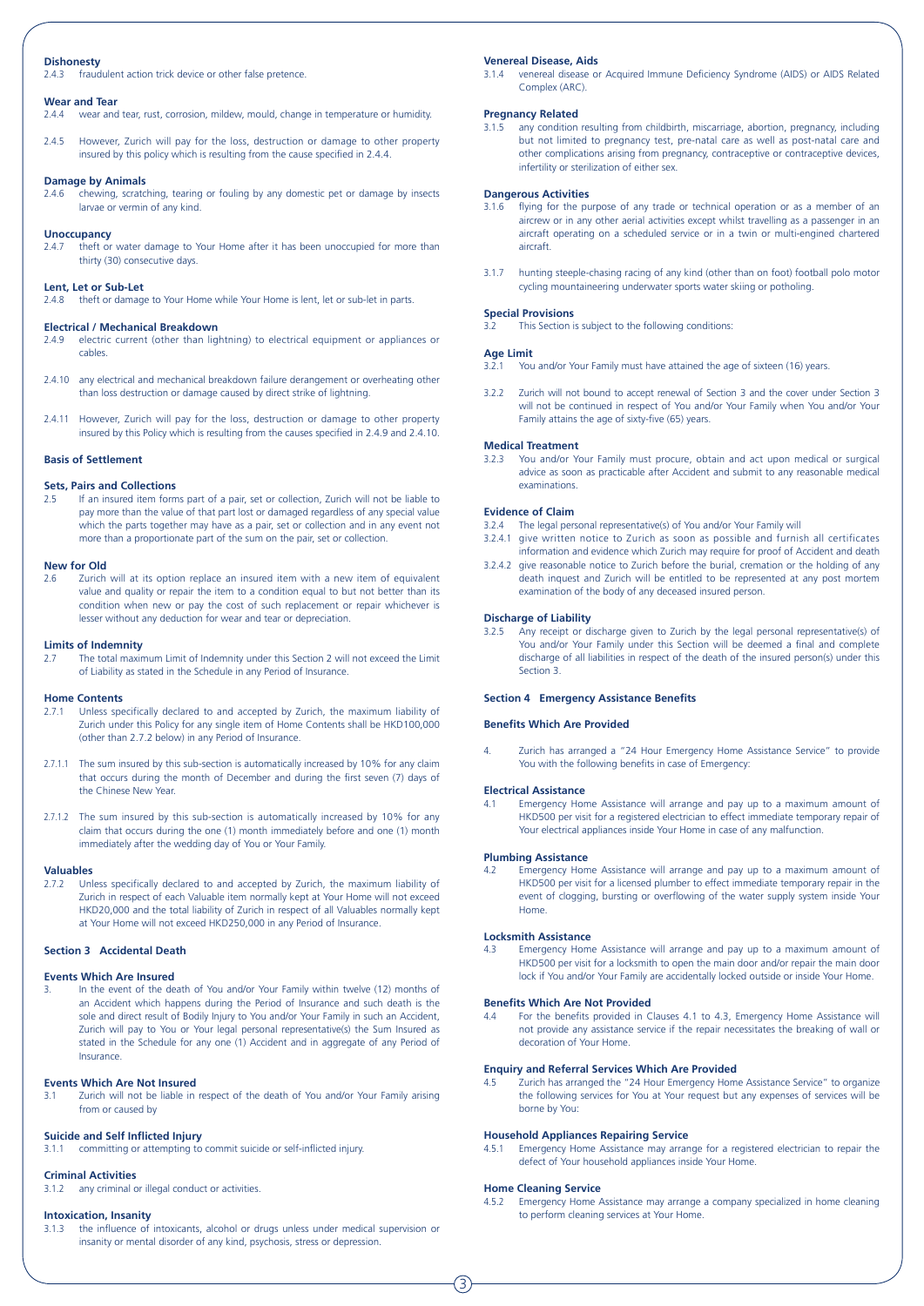**Dishonesty**

2.4.3 fraudulent action trick device or other false pretence.

**Wear and Tear**

2.4.4 wear and tear, rust, corrosion, mildew, mould, change in temperature or humidity.

2.4.5 However, Zurich will pay for the loss, destruction or damage to other property insured by this policy which is resulting from the cause specified in 2.4.4.

**Damage by Animals**

2.4.6 chewing, scratching, tearing or fouling by any domestic pet or damage by insects larvae or vermin of any kind.

**Unoccupancy**

2.4.7 theft or water damage to Your Home after it has been unoccupied for more than thirty (30) consecutive days.

**Lent, Let or Sub-Let**

2.4.8 theft or damage to Your Home while Your Home is lent, let or sub-let in parts.

**Electrical / Mechanical Breakdown**

2.4.9 electric current (other than lightning) to electrical equipment or appliances or cables.

2.4.10 any electrical and mechanical breakdown failure derangement or overheating other than loss destruction or damage caused by direct strike of lightning.

2.4.11 However, Zurich will pay for the loss, destruction or damage to other property insured by this Policy which is resulting from the causes specified in 2.4.9 and 2.4.10.

**Basis of Settlement**

**Sets, Pairs and Collections**

2.5 If an insured item forms part of a pair, set or collection, Zurich will not be liable to pay more than the value of that part lost or damaged regardless of any special value which the parts together may have as a pair, set or collection and in any event not more than a proportionate part of the sum on the pair, set or collection.

**New for Old**

2.6 Zurich will at its option replace an insured item with a new item of equivalent value and quality or repair the item to a condition equal to but not better than its condition when new or pay the cost of such replacement or repair whichever is lesser without any deduction for wear and tear or depreciation.

**Limits of Indemnity**

2.7 The total maximum Limit of Indemnity under this Section 2 will not exceed the Limit of Liability as stated in the Schedule in any Period of Insurance.

**Home Contents**

2.7.1 Unless specifically declared to and accepted by Zurich, the maximum liability of Zurich under this Policy for any single item of Home Contents shall be HKD100,000 (other than 2.7.2 below) in any Period of Insurance.

2.7.1.1 The sum insured by this sub-section is automatically increased by 10% for any claim that occurs during the month of December and during the first seven (7) days of the Chinese New Year.

2.7.1.2 The sum insured by this sub-section is automatically increased by 10% for any claim that occurs during the one (1) month immediately before and one (1) month immediately after the wedding day of You or Your Family.

**Valuables**

2.7.2 Unless specifically declared to and accepted by Zurich, the maximum liability of Zurich in respect of each Valuable item normally kept at Your Home will not exceed HKD20,000 and the total liability of Zurich in respect of all Valuables normally kept at Your Home will not exceed HKD250,000 in any Period of Insurance.

## Section 3 Accidental Death

**Events Which Are Insured**

3. In the event of the death of You and/or Your Family within twelve (12) months of an Accident which happens during the Period of Insurance and such death is the sole and direct result of Bodily Injury to You and/or Your Family in such an Accident, Zurich will pay to You or Your legal personal representative(s) the Sum Insured as stated in the Schedule for any one (1) Accident and in aggregate of any Period of Insurance.

**Events Which Are Not Insured**

3.1 Zurich will not be liable in respect of the death of You and/or Your Family arising from or caused by

**Suicide and Self Inflicted Injury**

3.1.1 committing or attempting to commit suicide or self-inflicted injury.

**Criminal Activities**

3.1.2 any criminal or illegal conduct or activities.

**Intoxication, Insanity**

3.1.3 the influence of intoxicants, alcohol or drugs unless under medical supervision or insanity or mental disorder of any kind, psychosis, stress or depression.

**Venereal Disease, Aids**

3.1.4 venereal disease or Acquired Immune Deficiency Syndrome (AIDS) or AIDS Related Complex (ARC).

**Pregnancy Related**

3.1.5 any condition resulting from childbirth, miscarriage, abortion, pregnancy, including but not limited to pregnancy test, pre-natal care as well as post-natal care and other complications arising from pregnancy, contraceptive or contraceptive devices, infertility or sterilization of either sex.

**Dangerous Activities**

3.1.6 flying for the purpose of any trade or technical operation or as a member of an aircrew or in any other aerial activities except whilst travelling as a passenger in an aircraft operating on a scheduled service or in a twin or multi-engined chartered aircraft.

3.1.7 hunting steeple-chasing racing of any kind (other than on foot) football polo motor cycling mountaineering underwater sports water skiing or potholing.

**Special Provisions**

3.2 This Section is subject to the following conditions:

**Age Limit**

3.2.1 You and/or Your Family must have attained the age of sixteen (16) years.

3.2.2 Zurich will not bound to accept renewal of Section 3 and the cover under Section 3 will not be continued in respect of You and/or Your Family when You and/or Your Family attains the age of sixty-five (65) years.

**Medical Treatment**

3.2.3 You and/or Your Family must procure, obtain and act upon medical or surgical advice as soon as practicable after Accident and submit to any reasonable medical examinations.

**Evidence of Claim**

3.2.4 The legal personal representative(s) of You and/or Your Family will

3.2.4.1 give written notice to Zurich as soon as possible and furnish all certificates information and evidence which Zurich may require for proof of Accident and death

3.2.4.2 give reasonable notice to Zurich before the burial, cremation or the holding of any death inquest and Zurich will be entitled to be represented at any post mortem examination of the body of any deceased insured person.

**Discharge of Liability**

3.2.5 Any receipt or discharge given to Zurich by the legal personal representative(s) of You and/or Your Family under this Section will be deemed a final and complete discharge of all liabilities in respect of the death of the insured person(s) under this Section 3.

## Section 4 Emergency Assistance Benefits

**Benefits Which Are Provided**

4. Zurich has arranged a "24 Hour Emergency Home Assistance Service" to provide You with the following benefits in case of Emergency:

**Electrical Assistance**

4.1 Emergency Home Assistance will arrange and pay up to a maximum amount of HKD500 per visit for a registered electrician to effect immediate temporary repair of Your electrical appliances inside Your Home in case of any malfunction.

**Plumbing Assistance**

4.2 Emergency Home Assistance will arrange and pay up to a maximum amount of HKD500 per visit for a licensed plumber to effect immediate temporary repair in the event of clogging, bursting or overflowing of the water supply system inside Your Home.

**Locksmith Assistance**

4.3 Emergency Home Assistance will arrange and pay up to a maximum amount of HKD500 per visit for a locksmith to open the main door and/or repair the main door lock if You and/or Your Family are accidentally locked outside or inside Your Home.

**Benefits Which Are Not Provided**

4.4 For the benefits provided in Clauses 4.1 to 4.3, Emergency Home Assistance will not provide any assistance service if the repair necessitates the breaking of wall or decoration of Your Home.

**Enquiry and Referral Services Which Are Provided**

4.5 Zurich has arranged the "24 Hour Emergency Home Assistance Service" to organize the following services for You at Your request but any expenses of services will be borne by You:

**Household Appliances Repairing Service**

4.5.1 Emergency Home Assistance may arrange for a registered electrician to repair the defect of Your household appliances inside Your Home.

**Home Cleaning Service**

4.5.2 Emergency Home Assistance may arrange a company specialized in home cleaning to perform cleaning services at Your Home.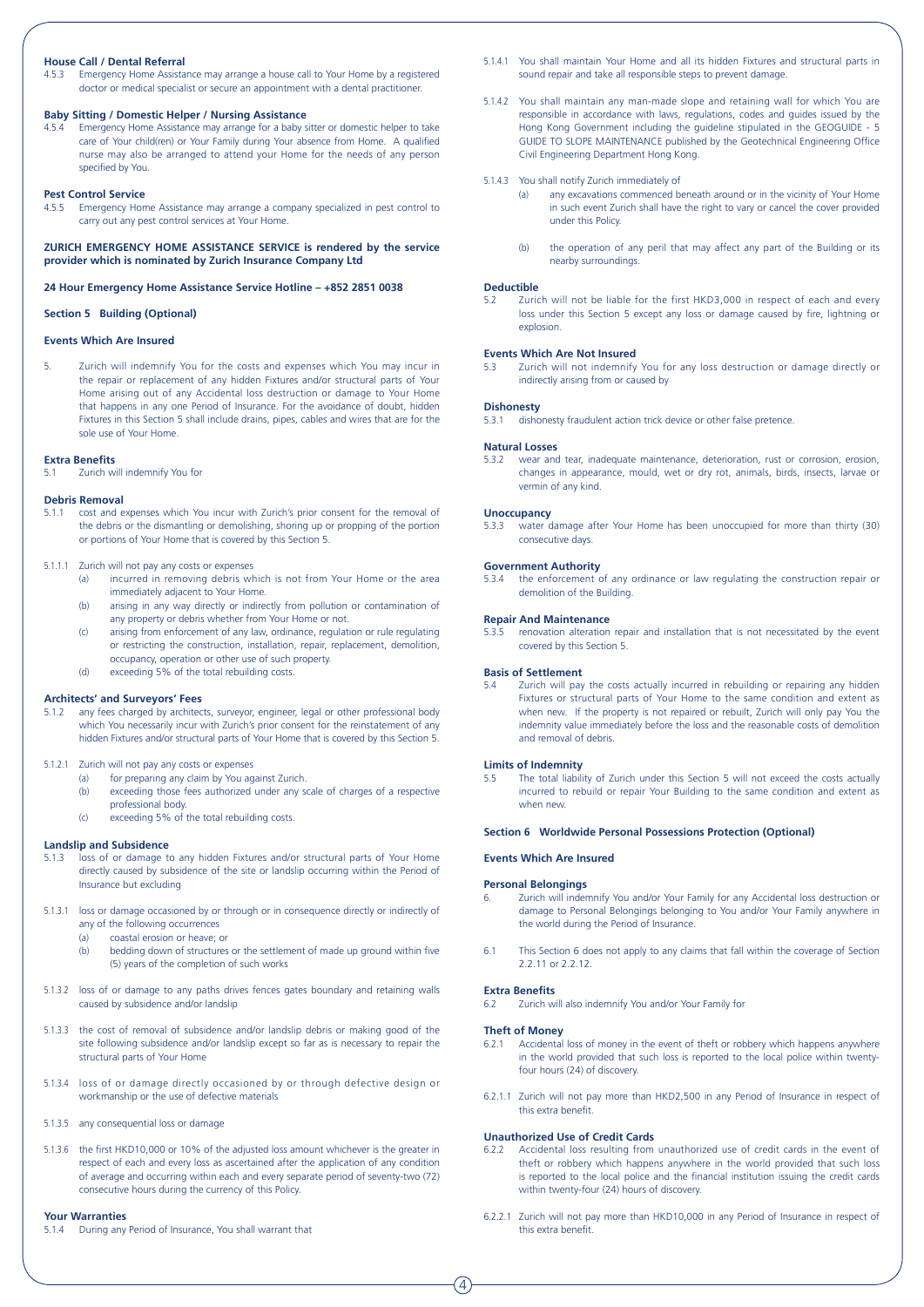**House Call / Dental Referral**

4.5.3 Emergency Home Assistance may arrange a house call to Your Home by a registered doctor or medical specialist or secure an appointment with a dental practitioner.

**Baby Sitting / Domestic Helper / Nursing Assistance**

4.5.4 Emergency Home Assistance may arrange for a baby sitter or domestic helper to take care of Your child(ren) or Your Family during Your absence from Home. A qualified nurse may also be arranged to attend your Home for the needs of any person specified by You.

**Pest Control Service**

4.5.5 Emergency Home Assistance may arrange a company specialized in pest control to carry out any pest control services at Your Home.

**ZURICH EMERGENCY HOME ASSISTANCE SERVICE is rendered by the service provider which is nominated by Zurich Insurance Company Ltd**

**24 Hour Emergency Home Assistance Service Hotline – +852 2851 0038**

## Section 5 Building (Optional)

### Events Which Are Insured

5. Zurich will indemnify You for the costs and expenses which You may incur in the repair or replacement of any hidden Fixtures and/or structural parts of Your Home arising out of any Accidental loss destruction or damage to Your Home that happens in any one Period of Insurance. For the avoidance of doubt, hidden Fixtures in this Section 5 shall include drains, pipes, cables and wires that are for the sole use of Your Home.

**Extra Benefits**

5.1 Zurich will indemnify You for

**Debris Removal**

5.1.1 cost and expenses which You incur with Zurich's prior consent for the removal of the debris or the dismantling or demolishing, shoring up or propping of the portion or portions of Your Home that is covered by this Section 5.

5.1.1.1 Zurich will not pay any costs or expenses
- (a) incurred in removing debris which is not from Your Home or the area immediately adjacent to Your Home.
- (b) arising in any way directly or indirectly from pollution or contamination of any property or debris whether from Your Home or not.
- (c) arising from enforcement of any law, ordinance, regulation or rule regulating or restricting the construction, installation, repair, replacement, demolition, occupancy, operation or other use of such property.
- (d) exceeding 5% of the total rebuilding costs.

**Architects' and Surveyors' Fees**

5.1.2 any fees charged by architects, surveyor, engineer, legal or other professional body which You necessarily incur with Zurich's prior consent for the reinstatement of any hidden Fixtures and/or structural parts of Your Home that is covered by this Section 5.

5.1.2.1 Zurich will not pay any costs or expenses
- (a) for preparing any claim by You against Zurich.
- (b) exceeding those fees authorized under any scale of charges of a respective professional body.
- (c) exceeding 5% of the total rebuilding costs.

**Landslip and Subsidence**

5.1.3 loss of or damage to any hidden Fixtures and/or structural parts of Your Home directly caused by subsidence of the site or landslip occurring within the Period of Insurance but excluding

5.1.3.1 loss or damage occasioned by or through or in consequence directly or indirectly of any of the following occurrences
- (a) coastal erosion or heave; or
- (b) bedding down of structures or the settlement of made up ground within five (5) years of the completion of such works

5.1.3.2 loss of or damage to any paths drives fences gates boundary and retaining walls caused by subsidence and/or landslip

5.1.3.3 the cost of removal of subsidence and/or landslip debris or making good of the site following subsidence and/or landslip except so far as is necessary to repair the structural parts of Your Home

5.1.3.4 loss of or damage directly occasioned by or through defective design or workmanship or the use of defective materials

5.1.3.5 any consequential loss or damage

5.1.3.6 the first HKD10,000 or 10% of the adjusted loss amount whichever is the greater in respect of each and every loss as ascertained after the application of any condition of average and occurring within each and every separate period of seventy-two (72) consecutive hours during the currency of this Policy.

**Your Warranties**

5.1.4 During any Period of Insurance, You shall warrant that

5.1.4.1 You shall maintain Your Home and all its hidden Fixtures and structural parts in sound repair and take all responsible steps to prevent damage.

5.1.4.2 You shall maintain any man-made slope and retaining wall for which You are responsible in accordance with laws, regulations, codes and guides issued by the Hong Kong Government including the guideline stipulated in the GEOGUIDE - 5 GUIDE TO SLOPE MAINTENANCE published by the Geotechnical Engineering Office Civil Engineering Department Hong Kong.

5.1.4.3 You shall notify Zurich immediately of
- (a) any excavations commenced beneath around or in the vicinity of Your Home in such event Zurich shall have the right to vary or cancel the cover provided under this Policy.
- (b) the operation of any peril that may affect any part of the Building or its nearby surroundings.

**Deductible**

5.2 Zurich will not be liable for the first HKD3,000 in respect of each and every loss under this Section 5 except any loss or damage caused by fire, lightning or explosion.

### Events Which Are Not Insured

5.3 Zurich will not indemnify You for any loss destruction or damage directly or indirectly arising from or caused by

**Dishonesty**

5.3.1 dishonesty fraudulent action trick device or other false pretence.

**Natural Losses**

5.3.2 wear and tear, inadequate maintenance, deterioration, rust or corrosion, erosion, changes in appearance, mould, wet or dry rot, animals, birds, insects, larvae or vermin of any kind.

**Unoccupancy**

5.3.3 water damage after Your Home has been unoccupied for more than thirty (30) consecutive days.

**Government Authority**

5.3.4 the enforcement of any ordinance or law regulating the construction repair or demolition of the Building.

**Repair And Maintenance**

5.3.5 renovation alteration repair and installation that is not necessitated by the event covered by this Section 5.

**Basis of Settlement**

5.4 Zurich will pay the costs actually incurred in rebuilding or repairing any hidden Fixtures or structural parts of Your Home to the same condition and extent as when new. If the property is not repaired or rebuilt, Zurich will only pay You the indemnity value immediately before the loss and the reasonable costs of demolition and removal of debris.

**Limits of Indemnity**

5.5 The total liability of Zurich under this Section 5 will not exceed the costs actually incurred to rebuild or repair Your Building to the same condition and extent as when new.

## Section 6 Worldwide Personal Possessions Protection (Optional)

### Events Which Are Insured

**Personal Belongings**

6. Zurich will indemnify You and/or Your Family for any Accidental loss destruction or damage to Personal Belongings belonging to You and/or Your Family anywhere in the world during the Period of Insurance.

6.1 This Section 6 does not apply to any claims that fall within the coverage of Section 2.2.11 or 2.2.12.

**Extra Benefits**

6.2 Zurich will also indemnify You and/or Your Family for

**Theft of Money**

6.2.1 Accidental loss of money in the event of theft or robbery which happens anywhere in the world provided that such loss is reported to the local police within twenty-four hours (24) of discovery.

6.2.1.1 Zurich will not pay more than HKD2,500 in any Period of Insurance in respect of this extra benefit.

**Unauthorized Use of Credit Cards**

6.2.2 Accidental loss resulting from unauthorized use of credit cards in the event of theft or robbery which happens anywhere in the world provided that such loss is reported to the local police and the financial institution issuing the credit cards within twenty-four (24) hours of discovery.

6.2.2.1 Zurich will not pay more than HKD10,000 in any Period of Insurance in respect of this extra benefit.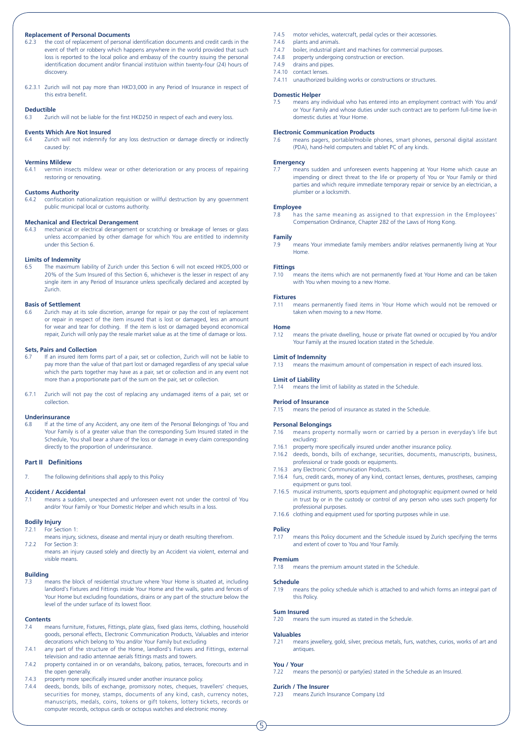**Replacement of Personal Documents**

6.2.3 the cost of replacement of personal identification documents and credit cards in the event of theft or robbery which happens anywhere in the world provided that such loss is reported to the local police and embassy of the country issuing the personal identification document and/or financial instituion within twenty-four (24) hours of discovery.

6.2.3.1 Zurich will not pay more than HKD3,000 in any Period of Insurance in respect of this extra benefit.

**Deductible**

6.3 Zurich will not be liable for the first HKD250 in respect of each and every loss.

**Events Which Are Not Insured**

6.4 Zurich will not indemnify for any loss destruction or damage directly or indirectly caused by:

**Vermins Mildew**

6.4.1 vermin insects mildew wear or other deterioration or any process of repairing restoring or renovating.

**Customs Authority**

6.4.2 confiscation nationalization requisition or willful destruction by any government public municipal local or customs authority.

**Mechanical and Electrical Derangement**

6.4.3 mechanical or electrical derangement or scratching or breakage of lenses or glass unless accompanied by other damage for which You are entitled to indemnity under this Section 6.

**Limits of Indemnity**

6.5 The maximum liability of Zurich under this Section 6 will not exceed HKD5,000 or 20% of the Sum Insured of this Section 6, whichever is the lesser in respect of any single item in any Period of Insurance unless specifically declared and accepted by Zurich.

**Basis of Settlement**

6.6 Zurich may at its sole discretion, arrange for repair or pay the cost of replacement or repair in respect of the item insured that is lost or damaged, less an amount for wear and tear for clothing. If the item is lost or damaged beyond economical repair, Zurich will only pay the resale market value as at the time of damage or loss.

**Sets, Pairs and Collection**

6.7 If an insured item forms part of a pair, set or collection, Zurich will not be liable to pay more than the value of that part lost or damaged regardless of any special value which the parts together may have as a pair, set or collection and in any event not more than a proportionate part of the sum on the pair, set or collection.

6.7.1 Zurich will not pay the cost of replacing any undamaged items of a pair, set or collection.

**Underinsurance**

6.8 If at the time of any Accident, any one item of the Personal Belongings of You and Your Family is of a greater value than the corresponding Sum Insured stated in the Schedule, You shall bear a share of the loss or damage in every claim corresponding directly to the proportion of underinsurance.

## Part II Definitions

7. The following definitions shall apply to this Policy

**Accident / Accidental**

7.1 means a sudden, unexpected and unforeseen event not under the control of You and/or Your Family or Your Domestic Helper and which results in a loss.

**Bodily Injury**

7.2.1 For Section 1:
means injury, sickness, disease and mental injury or death resulting therefrom.

7.2.2 For Section 3:
means an injury caused solely and directly by an Accident via violent, external and visible means.

**Building**

7.3 means the block of residential structure where Your Home is situated at, including landlord's Fixtures and Fittings inside Your Home and the walls, gates and fences of Your Home but excluding foundations, drains or any part of the structure below the level of the under surface of its lowest floor.

**Contents**

7.4 means furniture, Fixtures, Fittings, plate glass, fixed glass items, clothing, household goods, personal effects, Electronic Communication Products, Valuables and interior decorations which belong to You and/or Your Family but excluding

7.4.1 any part of the structure of the Home, landlord's Fixtures and Fittings, external television and radio antennae aerials fittings masts and towers.

7.4.2 property contained in or on verandahs, balcony, patios, terraces, forecourts and in the open generally.

7.4.3 property more specifically insured under another insurance policy.

7.4.4 deeds, bonds, bills of exchange, promissory notes, cheques, travellers' cheques, securities for money, stamps, documents of any kind, cash, currency notes, manuscripts, medals, coins, tokens or gift tokens, lottery tickets, records or computer records, octopus cards or octopus watches and electronic money.

7.4.5 motor vehicles, watercraft, pedal cycles or their accessories.

7.4.6 plants and animals.

7.4.7 boiler, industrial plant and machines for commercial purposes.

7.4.8 property undergoing construction or erection.

7.4.9 drains and pipes.

7.4.10 contact lenses.

7.4.11 unauthorized building works or constructions or structures.

**Domestic Helper**

7.5 means any individual who has entered into an employment contract with You and/ or Your Family and whose duties under such contract are to perform full-time live-in domestic duties at Your Home.

**Electronic Communication Products**

7.6 means pagers, portable/mobile phones, smart phones, personal digital assistant (PDA), hand-held computers and tablet PC of any kinds.

**Emergency**

7.7 means sudden and unforeseen events happening at Your Home which cause an impending or direct threat to the life or property of You or Your Family or third parties and which require immediate temporary repair or service by an electrician, a plumber or a locksmith.

**Employee**

7.8 has the same meaning as assigned to that expression in the Employees' Compensation Ordinance, Chapter 282 of the Laws of Hong Kong.

**Family**

7.9 means Your immediate family members and/or relatives permanently living at Your Home.

**Fittings**

7.10 means the items which are not permanently fixed at Your Home and can be taken with You when moving to a new Home.

**Fixtures**

7.11 means permanently fixed items in Your Home which would not be removed or taken when moving to a new Home.

**Home**

7.12 means the private dwelling, house or private flat owned or occupied by You and/or Your Family at the insured location stated in the Schedule.

**Limit of Indemnity**

7.13 means the maximum amount of compensation in respect of each insured loss.

**Limit of Liability**

7.14 means the limit of liability as stated in the Schedule.

**Period of Insurance**

7.15 means the period of insurance as stated in the Schedule.

**Personal Belongings**

7.16 means property normally worn or carried by a person in everyday's life but excluding:

7.16.1 property more specifically insured under another insurance policy.

7.16.2 deeds, bonds, bills of exchange, securities, documents, manuscripts, business, professional or trade goods or equipments.

7.16.3 any Electronic Communication Products.

7.16.4 furs, credit cards, money of any kind, contact lenses, dentures, prostheses, camping equipment or guns tool.

7.16.5 musical instruments, sports equipment and photographic equipment owned or held in trust by or in the custody or control of any person who uses such property for professional purposes.

7.16.6 clothing and equipment used for sporting purposes while in use.

**Policy**

7.17 means this Policy document and the Schedule issued by Zurich specifying the terms and extent of cover to You and Your Family.

**Premium**

7.18 means the premium amount stated in the Schedule.

**Schedule**

7.19 means the policy schedule which is attached to and which forms an integral part of this Policy.

**Sum Insured**

7.20 means the sum insured as stated in the Schedule.

**Valuables**

7.21 means jewellery, gold, silver, precious metals, furs, watches, curios, works of art and antiques.

**You / Your**

7.22 means the person(s) or party(ies) stated in the Schedule as an Insured.

**Zurich / The Insurer**

7.23 means Zurich Insurance Company Ltd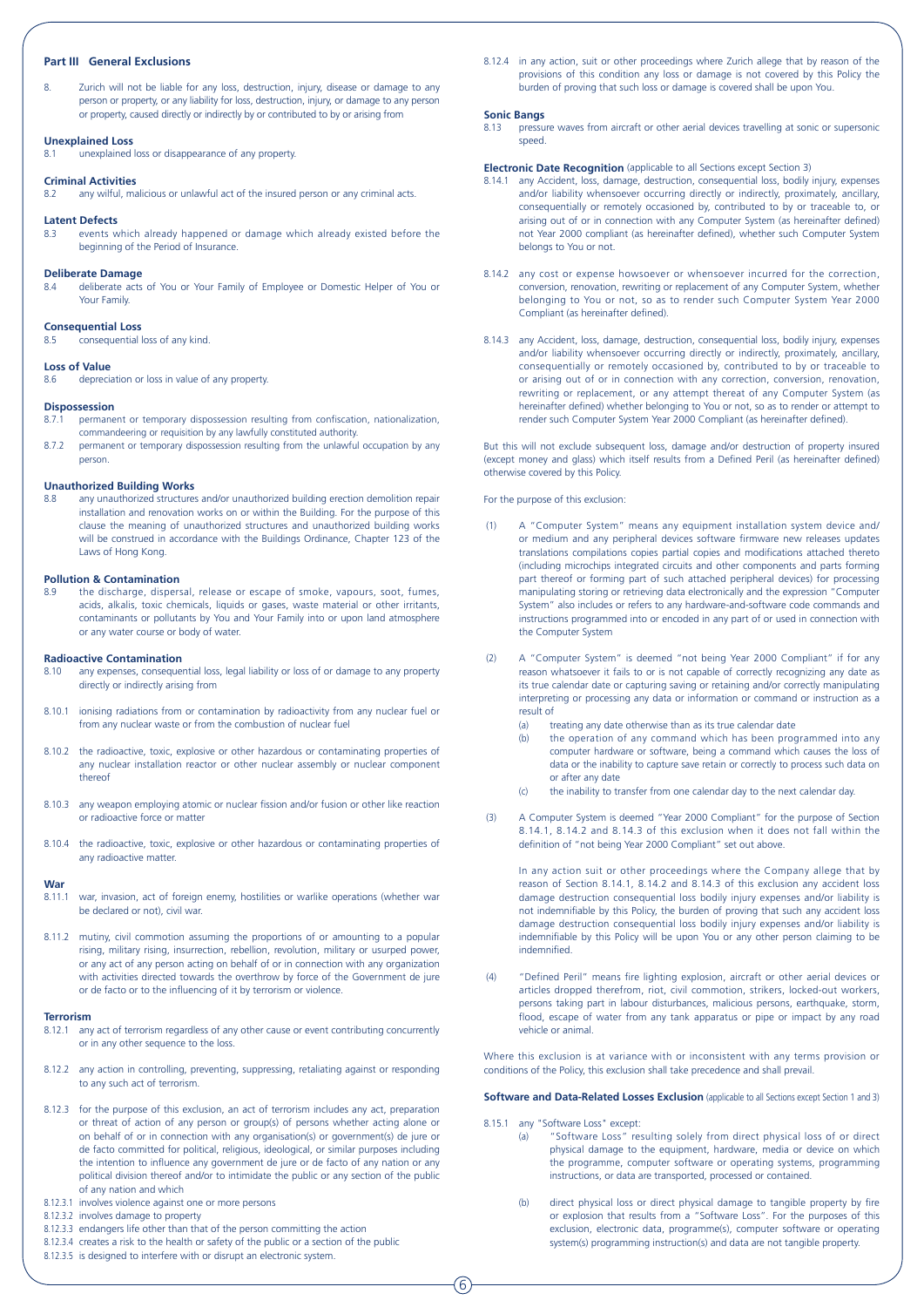## Part III General Exclusions

8. Zurich will not be liable for any loss, destruction, injury, disease or damage to any person or property, or any liability for loss, destruction, injury, or damage to any person or property, caused directly or indirectly by or contributed to by or arising from

**Unexplained Loss**

8.1 unexplained loss or disappearance of any property.

**Criminal Activities**

8.2 any wilful, malicious or unlawful act of the insured person or any criminal acts.

**Latent Defects**

8.3 events which already happened or damage which already existed before the beginning of the Period of Insurance.

**Deliberate Damage**

8.4 deliberate acts of You or Your Family of Employee or Domestic Helper of You or Your Family.

**Consequential Loss**

8.5 consequential loss of any kind.

**Loss of Value**

8.6 depreciation or loss in value of any property.

**Dispossession**

8.7.1 permanent or temporary dispossession resulting from confiscation, nationalization, commandeering or requisition by any lawfully constituted authority.

8.7.2 permanent or temporary dispossession resulting from the unlawful occupation by any person.

**Unauthorized Building Works**

8.8 any unauthorized structures and/or unauthorized building erection demolition repair installation and renovation works on or within the Building. For the purpose of this clause the meaning of unauthorized structures and unauthorized building works will be construed in accordance with the Buildings Ordinance, Chapter 123 of the Laws of Hong Kong.

**Pollution & Contamination**

8.9 the discharge, dispersal, release or escape of smoke, vapours, soot, fumes, acids, alkalis, toxic chemicals, liquids or gases, waste material or other irritants, contaminants or pollutants by You and Your Family into or upon land atmosphere or any water course or body of water.

**Radioactive Contamination**

8.10 any expenses, consequential loss, legal liability or loss of or damage to any property directly or indirectly arising from

8.10.1 ionising radiations from or contamination by radioactivity from any nuclear fuel or from any nuclear waste or from the combustion of nuclear fuel

8.10.2 the radioactive, toxic, explosive or other hazardous or contaminating properties of any nuclear installation reactor or other nuclear assembly or nuclear component thereof

8.10.3 any weapon employing atomic or nuclear fission and/or fusion or other like reaction or radioactive force or matter

8.10.4 the radioactive, toxic, explosive or other hazardous or contaminating properties of any radioactive matter.

**War**

8.11.1 war, invasion, act of foreign enemy, hostilities or warlike operations (whether war be declared or not), civil war.

8.11.2 mutiny, civil commotion assuming the proportions of or amounting to a popular rising, military rising, insurrection, rebellion, revolution, military or usurped power, or any act of any person acting on behalf of or in connection with any organization with activities directed towards the overthrow by force of the Government de jure or de facto or to the influencing of it by terrorism or violence.

**Terrorism**

8.12.1 any act of terrorism regardless of any other cause or event contributing concurrently or in any other sequence to the loss.

8.12.2 any action in controlling, preventing, suppressing, retaliating against or responding to any such act of terrorism.

8.12.3 for the purpose of this exclusion, an act of terrorism includes any act, preparation or threat of action of any person or group(s) of persons whether acting alone or on behalf of or in connection with any organisation(s) or government(s) de jure or de facto committed for political, religious, ideological, or similar purposes including the intention to influence any government de jure or de facto of any nation or any political division thereof and/or to intimidate the public or any section of the public of any nation and which

8.12.3.1 involves violence against one or more persons

8.12.3.2 involves damage to property

8.12.3.3 endangers life other than that of the person committing the action

8.12.3.4 creates a risk to the health or safety of the public or a section of the public

8.12.3.5 is designed to interfere with or disrupt an electronic system.

8.12.4 in any action, suit or other proceedings where Zurich allege that by reason of the provisions of this condition any loss or damage is not covered by this Policy the burden of proving that such loss or damage is covered shall be upon You.

**Sonic Bangs**

8.13 pressure waves from aircraft or other aerial devices travelling at sonic or supersonic speed.

**Electronic Date Recognition** (applicable to all Sections except Section 3)

8.14.1 any Accident, loss, damage, destruction, consequential loss, bodily injury, expenses and/or liability whensoever occurring directly or indirectly, proximately, ancillary, consequentially or remotely occasioned by, contributed to by or traceable to, or arising out of or in connection with any Computer System (as hereinafter defined) not Year 2000 compliant (as hereinafter defined), whether such Computer System belongs to You or not.

8.14.2 any cost or expense howsoever or whensoever incurred for the correction, conversion, renovation, rewriting or replacement of any Computer System, whether belonging to You or not, so as to render such Computer System Year 2000 Compliant (as hereinafter defined).

8.14.3 any Accident, loss, damage, destruction, consequential loss, bodily injury, expenses and/or liability whensoever occurring directly or indirectly, proximately, ancillary, consequentially or remotely occasioned by, contributed to by or traceable to or arising out of or in connection with any correction, conversion, renovation, rewriting or replacement, or any attempt thereat of any Computer System (as hereinafter defined) whether belonging to You or not, so as to render or attempt to render such Computer System Year 2000 Compliant (as hereinafter defined).

But this will not exclude subsequent loss, damage and/or destruction of property insured (except money and glass) which itself results from a Defined Peril (as hereinafter defined) otherwise covered by this Policy.

For the purpose of this exclusion:

(1) A "Computer System" means any equipment installation system device and/or medium and any peripheral devices software firmware new releases updates translations compilations copies partial copies and modifications attached thereto (including microchips integrated circuits and other components and parts forming part thereof or forming part of such attached peripheral devices) for processing manipulating storing or retrieving data electronically and the expression "Computer System" also includes or refers to any hardware-and-software code commands and instructions programmed into or encoded in any part of or used in connection with the Computer System

(2) A "Computer System" is deemed "not being Year 2000 Compliant" if for any reason whatsoever it fails to or is not capable of correctly recognizing any date as its true calendar date or capturing saving or retaining and/or correctly manipulating interpreting or processing any data or information or command or instruction as a result of
   - (a) treating any date otherwise than as its true calendar date
   - (b) the operation of any command which has been programmed into any computer hardware or software, being a command which causes the loss of data or the inability to capture save retain or correctly to process such data on or after any date
   - (c) the inability to transfer from one calendar day to the next calendar day.

(3) A Computer System is deemed "Year 2000 Compliant" for the purpose of Section 8.14.1, 8.14.2 and 8.14.3 of this exclusion when it does not fall within the definition of "not being Year 2000 Compliant" set out above.

   In any action suit or other proceedings where the Company allege that by reason of Section 8.14.1, 8.14.2 and 8.14.3 of this exclusion any accident loss damage destruction consequential loss bodily injury expenses and/or liability is not indemnifiable by this Policy, the burden of proving that such any accident loss damage destruction consequential loss bodily injury expenses and/or liability is indemnifiable by this Policy will be upon You or any other person claiming to be indemnified.

(4) "Defined Peril" means fire lighting explosion, aircraft or other aerial devices or articles dropped therefrom, riot, civil commotion, strikers, locked-out workers, persons taking part in labour disturbances, malicious persons, earthquake, storm, flood, escape of water from any tank apparatus or pipe or impact by any road vehicle or animal.

Where this exclusion is at variance with or inconsistent with any terms provision or conditions of the Policy, this exclusion shall take precedence and shall prevail.

**Software and Data-Related Losses Exclusion** (applicable to all Sections except Section 1 and 3)

8.15.1 any "Software Loss" except:
   - (a) "Software Loss" resulting solely from direct physical loss of or direct physical damage to the equipment, hardware, media or device on which the programme, computer software or operating systems, programming instructions, or data are transported, processed or contained.
   - (b) direct physical loss or direct physical damage to tangible property by fire or explosion that results from a "Software Loss". For the purposes of this exclusion, electronic data, programme(s), computer software or operating system(s) programming instruction(s) and data are not tangible property.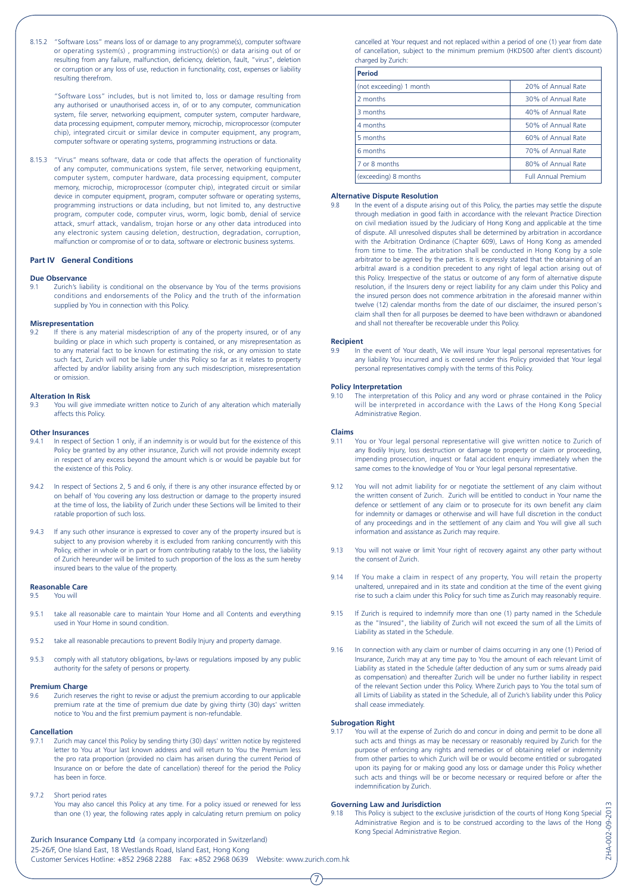8.15.2 "Software Loss" means loss of or damage to any programme(s), computer software or operating system(s) , programming instruction(s) or data arising out of or resulting from any failure, malfunction, deficiency, deletion, fault, "virus", deletion or corruption or any loss of use, reduction in functionality, cost, expenses or liability resulting therefrom.

"Software Loss" includes, but is not limited to, loss or damage resulting from any authorised or unauthorised access in, of or to any computer, communication system, file server, networking equipment, computer system, computer hardware, data processing equipment, computer memory, microchip, microprocessor (computer chip), integrated circuit or similar device in computer equipment, any program, computer software or operating systems, programming instructions or data.

8.15.3 "Virus" means software, data or code that affects the operation of functionality of any computer, communications system, file server, networking equipment, computer system, computer hardware, data processing equipment, computer memory, microchip, microprocessor (computer chip), integrated circuit or similar device in computer equipment, program, computer software or operating systems, programming instructions or data including, but not limited to, any destructive program, computer code, computer virus, worm, logic bomb, denial of service attack, smurf attack, vandalism, trojan horse or any other data introduced into any electronic system causing deletion, destruction, degradation, corruption, malfunction or compromise of or to data, software or electronic business systems.

## Part IV General Conditions

### Due Observance

9.1 Zurich's liability is conditional on the observance by You of the terms provisions conditions and endorsements of the Policy and the truth of the information supplied by You in connection with this Policy.

### Misrepresentation

9.2 If there is any material misdescription of any of the property insured, or of any building or place in which such property is contained, or any misrepresentation as to any material fact to be known for estimating the risk, or any omission to state such fact, Zurich will not be liable under this Policy so far as it relates to property affected by and/or liability arising from any such misdescription, misrepresentation or omission.

### Alteration In Risk

9.3 You will give immediate written notice to Zurich of any alteration which materially affects this Policy.

### Other Insurances

9.4.1 In respect of Section 1 only, if an indemnity is or would but for the existence of this Policy be granted by any other insurance, Zurich will not provide indemnity except in respect of any excess beyond the amount which is or would be payable but for the existence of this Policy.

9.4.2 In respect of Sections 2, 5 and 6 only, if there is any other insurance effected by or on behalf of You covering any loss destruction or damage to the property insured at the time of loss, the liability of Zurich under these Sections will be limited to their ratable proportion of such loss.

9.4.3 If any such other insurance is expressed to cover any of the property insured but is subject to any provision whereby it is excluded from ranking concurrently with this Policy, either in whole or in part or from contributing ratably to the loss, the liability of Zurich hereunder will be limited to such proportion of the loss as the sum hereby insured bears to the value of the property.

### Reasonable Care

9.5 You will

9.5.1 take all reasonable care to maintain Your Home and all Contents and everything used in Your Home in sound condition.

9.5.2 take all reasonable precautions to prevent Bodily Injury and property damage.

9.5.3 comply with all statutory obligations, by-laws or regulations imposed by any public authority for the safety of persons or property.

### Premium Charge

9.6 Zurich reserves the right to revise or adjust the premium according to our applicable premium rate at the time of premium due date by giving thirty (30) days' written notice to You and the first premium payment is non-refundable.

### Cancellation

9.7.1 Zurich may cancel this Policy by sending thirty (30) days' written notice by registered letter to You at Your last known address and will return to You the Premium less the pro rata proportion (provided no claim has arisen during the current Period of Insurance on or before the date of cancellation) thereof for the period the Policy has been in force.

9.7.2 Short period rates

You may also cancel this Policy at any time. For a policy issued or renewed for less than one (1) year, the following rates apply in calculating return premium on policy cancelled at Your request and not replaced within a period of one (1) year from date of cancellation, subject to the minimum premium (HKD500 after client's discount) charged by Zurich:

| Period | |
|---|---|
| (not exceeding) 1 month | 20% of Annual Rate |
| 2 months | 30% of Annual Rate |
| 3 months | 40% of Annual Rate |
| 4 months | 50% of Annual Rate |
| 5 months | 60% of Annual Rate |
| 6 months | 70% of Annual Rate |
| 7 or 8 months | 80% of Annual Rate |
| (exceeding) 8 months | Full Annual Premium |

### Alternative Dispute Resolution

9.8 In the event of a dispute arising out of this Policy, the parties may settle the dispute through mediation in good faith in accordance with the relevant Practice Direction on civil mediation issued by the Judiciary of Hong Kong and applicable at the time of dispute. All unresolved disputes shall be determined by arbitration in accordance with the Arbitration Ordinance (Chapter 609), Laws of Hong Kong as amended from time to time. The arbitration shall be conducted in Hong Kong by a sole arbitrator to be agreed by the parties. It is expressly stated that the obtaining of an arbitral award is a condition precedent to any right of legal action arising out of this Policy. Irrespective of the status or outcome of any form of alternative dispute resolution, if the Insurers deny or reject liability for any claim under this Policy and the insured person does not commence arbitration in the aforesaid manner within twelve (12) calendar months from the date of our disclaimer, the insured person's claim shall then for all purposes be deemed to have been withdrawn or abandoned and shall not thereafter be recoverable under this Policy.

### Recipient

9.9 In the event of Your death, We will insure Your legal personal representatives for any liability You incurred and is covered under this Policy provided that Your legal personal representatives comply with the terms of this Policy.

### Policy Interpretation

9.10 The interpretation of this Policy and any word or phrase contained in the Policy will be interpreted in accordance with the Laws of the Hong Kong Special Administrative Region.

### Claims

9.11 You or Your legal personal representative will give written notice to Zurich of any Bodily Injury, loss destruction or damage to property or claim or proceeding, impending prosecution, inquest or fatal accident enquiry immediately when the same comes to the knowledge of You or Your legal personal representative.

9.12 You will not admit liability for or negotiate the settlement of any claim without the written consent of Zurich. Zurich will be entitled to conduct in Your name the defence or settlement of any claim or to prosecute for its own benefit any claim for indemnity or damages or otherwise and will have full discretion in the conduct of any proceedings and in the settlement of any claim and You will give all such information and assistance as Zurich may require.

9.13 You will not waive or limit Your right of recovery against any other party without the consent of Zurich.

9.14 If You make a claim in respect of any property, You will retain the property unaltered, unrepaired and in its state and condition at the time of the event giving rise to such a claim under this Policy for such time as Zurich may reasonably require.

9.15 If Zurich is required to indemnify more than one (1) party named in the Schedule as the "Insured", the liability of Zurich will not exceed the sum of all the Limits of Liability as stated in the Schedule.

9.16 In connection with any claim or number of claims occurring in any one (1) Period of Insurance, Zurich may at any time pay to You the amount of each relevant Limit of Liability as stated in the Schedule (after deduction of any sum or sums already paid as compensation) and thereafter Zurich will be under no further liability in respect of the relevant Section under this Policy. Where Zurich pays to You the total sum of all Limits of Liability as stated in the Schedule, all of Zurich's liability under this Policy shall cease immediately.

### Subrogation Right

9.17 You will at the expense of Zurich do and concur in doing and permit to be done all such acts and things as may be necessary or reasonably required by Zurich for the purpose of enforcing any rights and remedies or of obtaining relief or indemnity from other parties to which Zurich will be or would become entitled or subrogated upon its paying for or making good any loss or damage under this Policy whether such acts and things will be or become necessary or required before or after the indemnification by Zurich.

### Governing Law and Jurisdiction

9.18 This Policy is subject to the exclusive jurisdiction of the courts of Hong Kong Special Administrative Region and is to be construed according to the laws of the Hong Kong Special Administrative Region.

Zurich Insurance Company Ltd (a company incorporated in Switzerland)
25-26/F, One Island East, 18 Westlands Road, Island East, Hong Kong
Customer Services Hotline: +852 2968 2288 Fax: +852 2968 0639 Website: www.zurich.com.hk

ZHA-002-09-2013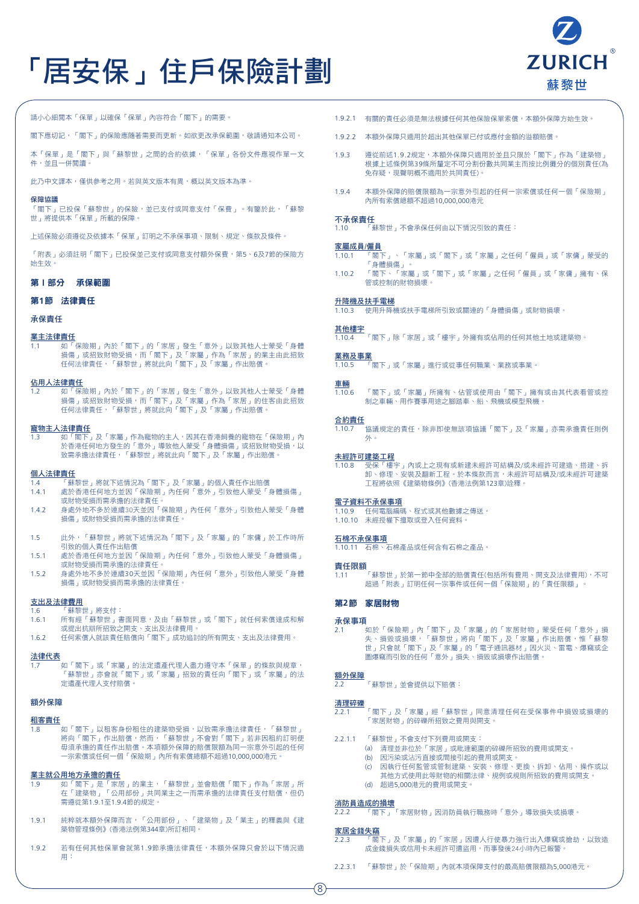# 「居安保」住戶保險計劃

請小心細閱本「保單」以確保「保單」內容符合「閣下」的需要。

閣下應切記，「閣下」的保險應隨著需要而更新。如欲更改承保範圍，敬請通知本公司。

本「保單」是「閣下」與「蘇黎世」之間的合約依據，「保單」各份文件應視作單一文件，並且一併閱讀。

此乃中文譯本，僅供參考之用。若與英文版本有異，概以英文版本為準。

**保障協議**
「閣下」已投保「蘇黎世」的保險，並已支付或同意支付「保費」。有鑒於此，「蘇黎世」將提供本「保單」所載的保障。

上述保險必須遵從及依據本「保單」訂明之不承保事項、限制、規定、條款及條件。

「附表」必須註明「閣下」已投保並已支付或同意支付額外保費，第5、6及7節的保險方始生效。

## 第 I 部分　承保範圍

### 第1節　法律責任

#### 承保責任

**業主法律責任**
1.1　如「保險期」內於「閣下」的「家居」發生「意外」以致其他人士蒙受「身體損傷」或招致財物受損，而「閣下」及「家屬」作為「家居」的業主由此招致任何法律責任，「蘇黎世」將就此向「閣下」及「家屬」作出賠償。

**佔用人法律責任**
1.2　如「保險期」內於「閣下」的「家居」發生「意外」以致其他人士蒙受「身體損傷」或招致財物受損，而「閣下」及「家屬」作為「家居」的住客由此招致任何法律責任，「蘇黎世」將就此向「閣下」及「家屬」作出賠償。

**寵物主人法律責任**
1.3　如「閣下」及「家屬」作為寵物的主人，因其在香港飼養的寵物在「保險期」內於香港任何地方發生的「意外」導致他人蒙受「身體損傷」或招致財物受損，以致需承擔法律責任，「蘇黎世」將就此向「閣下」及「家屬」作出賠償。

**個人法律責任**
1.4　「蘇黎世」將就下述情況為「閣下」及「家屬」的個人責任作出賠償
1.4.1　處於香港任何地方並因「保險期」內任何「意外」引致他人蒙受「身體損傷」或財物受損而需承擔的法律責任。
1.4.2　身處外地不多於連續30天並因「保險期」內任何「意外」引致他人蒙受「身體損傷」或財物受損而需承擔的法律責任。

1.5　此外，「蘇黎世」將就下述情況為「閣下」及「家屬」的「家傭」於工作時所引致的個人責任作出賠償
1.5.1　處於香港任何地方並因「保險期」內任何「意外」引致他人蒙受「身體損傷」或財物受損而需承擔的法律責任。
1.5.2　身處外地不多於連續30天並因「保險期」內任何「意外」引致他人蒙受「身體損傷」或財物受損而需承擔的法律責任。

**支出及法律費用**
1.6　「蘇黎世」將支付：
1.6.1　所有經「蘇黎世」書面同意，及由「蘇黎世」或「閣下」就任何索償達成和解或提出抗辯所招致之開支、支出及法律費用。
1.6.2　任何索償人就該責任賠償向「閣下」成功追討的所有開支、支出及法律費用。

**法律代表**
1.7　如「閣下」或「家屬」的法定遺產代理人盡力遵守本「保單」的條款與規章，「蘇黎世」亦會就「閣下」或「家屬」招致的責任向「閣下」或「家屬」的法定遺產代理人支付賠償。

#### 額外保障

**租客責任**
1.8　如「閣下」以租客身份租住的建築物受損，以致需承擔法律責任，「蘇黎世」將向「閣下」作出賠償，然而，「蘇黎世」不會對「閣下」若非因租約訂明便毋須承擔的責任作出賠償。本項額外保障的賠償限額為同一宗意外引起的任何一宗索償或任何一個「保險期」內所有索償總額不超過10,000,000港元。

**業主就公用地方承擔的責任**
1.9　如「閣下」是「家居」的業主，「蘇黎世」並會賠償「閣下」作為「家居」所在「建築物」「公用部份」共同業主之一而需承擔的法律責任支付賠償，但仍需遵從第1.9.1至1.9.4節的規定。

1.9.1　純粹就本額外保障而言，「公用部份」、「建築物」及「業主」的釋義與《建築物管理條例》(香港法例第344章)所訂相同。

1.9.2　若有任何其他保單會就第1.9節承擔法律責任，本額外保障只會於以下情況適用：

1.9.2.1　有關的責任必須是無法根據任何其他保險保單索償，本額外保障方始生效。

1.9.2.2　本額外保障只適用於超出其他保單已付或應付金額的溢額賠償。

1.9.3　遵從前述1.9.2規定，本額外保障只適用於並且只限於「閣下」作為「建築物」根據上述條例第39條所釐定不可分割份數共同業主而按比例攤分的個別責任(為免存疑，現聲明概不適用於共同責任)。

1.9.4　本額外保障的賠償限額為一宗意外引起的任何一宗索償或任何一個「保險期」內所有索償總額不超過10,000,000港元

#### 不承保責任
1.10　「蘇黎世」不會承保任何由以下情況引致的責任：

**家屬成員/僱員**
1.10.1　「閣下」、「家屬」或「閣下」或「家屬」之任何「僱員」或「家傭」蒙受的「身體損傷」。
1.10.2　「閣下」、「家屬」或「閣下」或「家屬」之任何「僱員」或「家傭」擁有、保管或控制的財物損壞。

**升降機及扶手電梯**
1.10.3　使用升降機或扶手電梯所引致或關連的「身體損傷」或財物損壞。

**其他樓宇**
1.10.4　「閣下」除「家居」或「樓宇」外擁有或佔用的任何其他土地或建築物。

**業務及專業**
1.10.5　「閣下」或「家屬」進行或從事任何職業、業務或專業。

**車輛**
1.10.6　「閣下」或「家屬」所擁有、佔管或使用由「閣下」擁有或由其代表看管或控制之車輛、用作賽事用途之腳踏車、船、飛機或模型飛機。

**合約責任**
1.10.7　協議規定的責任，除非即使無該項協議「閣下」及「家屬」亦需承擔責任則例外。

**未經許可建築工程**
1.10.8　受保「樓宇」內或之上之現有或新建未經許可結構及/或未經許可建造、搭建、拆卸、修理、安裝及翻新工程。於本條款而言，未經許可結構及/或未經許可建築工程將依照《建築物條例》(香港法例第123章)詮釋。

**電子資料不承保事項**
1.10.9　任何電腦編碼、程式或其他數據之傳送。
1.10.10　未經授權下擷取或登入任何資料。

**石棉不承保事項**
1.10.11　石棉、石棉產品或任何含有石棉之產品。

**責任限額**
1.11　「蘇黎世」於第一節中全部的賠償責任(包括所有費用、開支及法律費用)，不可超過「附表」訂明任何一宗事件或任何一個「保險期」的「責任限額」。

### 第2節　家居財物

#### 承保事項
2.1　如於「保險期」內「閣下」及「家屬」的「家居財物」蒙受任何「意外」損失、損毀或損壞，「蘇黎世」將向「閣下」及「家屬」作出賠償，惟「蘇黎世」只會就「閣下」及「家屬」的「電子通訊器材」因火災、雷電、爆竊或企圖爆竊而引致的任何「意外」損失、損毀或損壞作出賠償。

#### 額外保障
2.2　「蘇黎世」並會提供以下賠償：

**清理碎礫**
2.2.1　「閣下」及「家屬」經「蘇黎世」同意清理任何在受保事件中損毀或損壞的「家居財物」的碎礫所招致之費用與開支。

2.2.1.1　「蘇黎世」不會支付下列費用或開支：
(a)　清理並非位於「家居」或毗連範圍的碎礫所招致的費用或開支。
(b)　因污染或沾污直接或間接引起的費用或開支。
(c)　因執行任何監管或管制建築、安裝、修理、更換、拆卸、佔用、操作或以其他方式使用此等財物的相關法律、規例或規則所招致的費用或開支。
(d)　超過5,000港元的費用或開支。

**消防員造成的損壞**
2.2.2　「閣下」「家居財物」因消防員執行職務時「意外」導致損失或損壞。

**家居金錢失竊**
2.2.3　「閣下」及「家屬」的「家居」因遭人行使暴力強行出入爆竊或搶劫，以致造成金錢損失或信用卡未經許可遭盜用，而事發後24小時內已報警。

2.2.3.1　「蘇黎世」於「保險期」內就本項保障支付的最高賠償限額為5,000港元。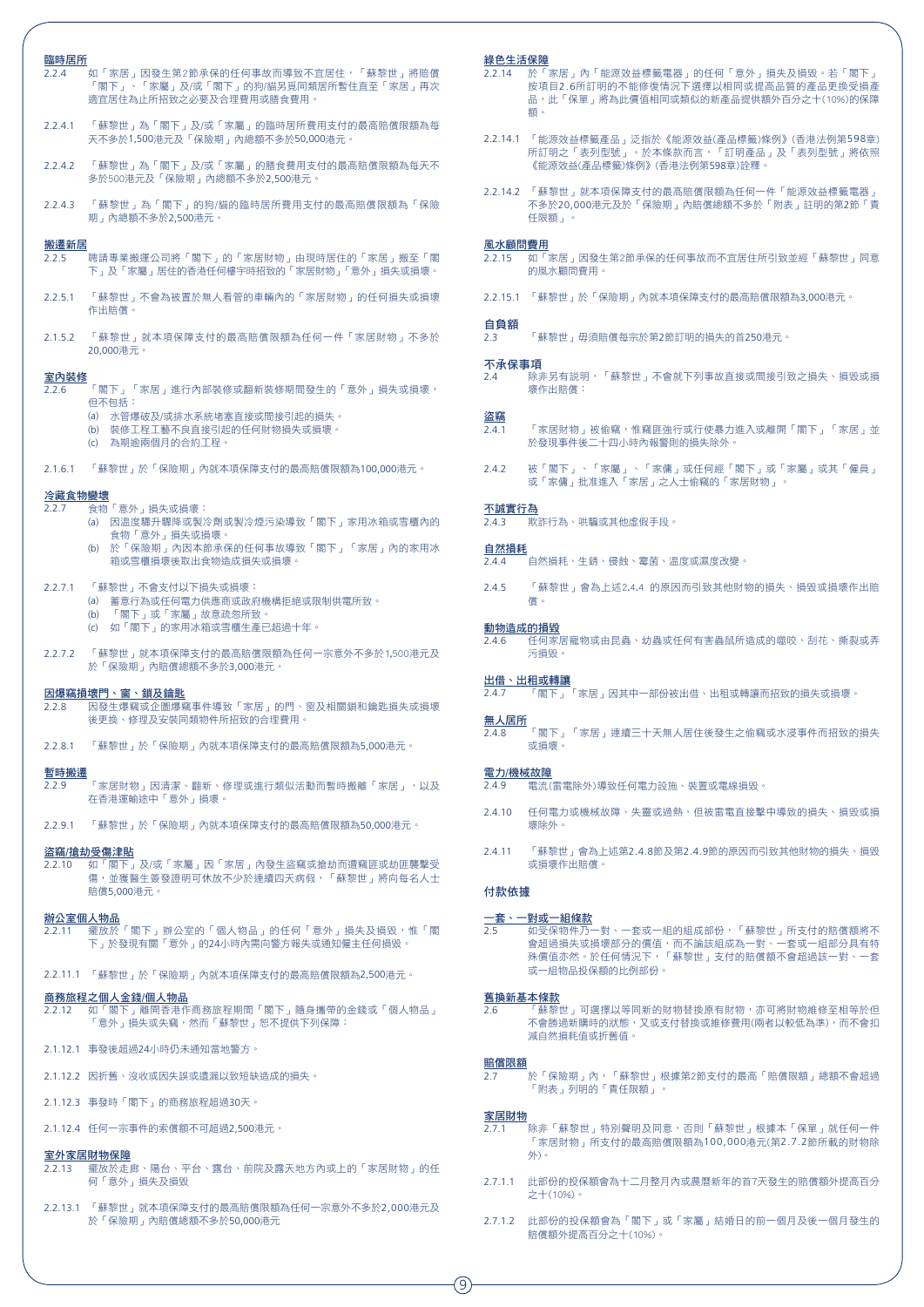**臨時居所**

2.2.4 如「家居」因發生第2節承保的任何事故而導致不宜居住，「蘇黎世」將賠償「閣下」、「家屬」及/或「閣下」的狗/貓另覓居所暫住直至「家居」再次適宜居住為止所招致之必要及合理費用或膳食費用。

2.2.4.1 「蘇黎世」為「閣下」及/或「家屬」的臨時居所費用支付的最高賠償限額為每天不多於1,500港元及「保險期」內總額不多於50,000港元。

2.2.4.2 「蘇黎世」為「閣下」及/或「家屬」的膳食費用支付的最高賠償限額為每天不多於500港元及「保險期」內總額不多於2,500港元。

2.2.4.3 「蘇黎世」為「閣下」的狗/貓的臨時居所費用支付的最高賠償限額為「保險期」內總額不多於2,500港元。

**搬遷新居**

2.2.5 聘請專業搬運公司將「閣下」的「家居財物」由現時居住的「家居」搬至「閣下」及「家屬」居住的香港任何樓宇時招致的「家居財物」「意外」損失或損壞。

2.2.5.1 「蘇黎世」不會為被置於無人看管的車輛內的「家居財物」的任何損失或損壞作出賠償。

2.1.5.2 「蘇黎世」就本項保障支付的最高賠償限額為任何一件「家居財物」不多於20,000港元。

**室內裝修**

2.2.6 「閣下」「家居」進行內部裝修或翻新裝修期間發生的「意外」損失或損壞，但不包括：
(a) 水管爆破及/或排水系統堵塞直接或間接引起的損失。
(b) 裝修工程工藝不良直接引起的任何財物損失或損壞。
(c) 為期逾兩個月的合約工程。

2.1.6.1 「蘇黎世」於「保險期」內就本項保障支付的最高賠償限額為100,000港元。

**冷藏食物變壞**

2.2.7 食物「意外」損失或損壞：
(a) 因溫度驟升驟降或製冷劑或製冷煙污染導致「閣下」家用冰箱或雪櫃內的食物「意外」損失或損壞。
(b) 於「保險期」內因本節承保的任何事故導致「閣下」「家居」內的家用冰箱或雪櫃損壞後取出食物造成損失或損壞。

2.2.7.1 「蘇黎世」不會支付以下損失或損壞：
(a) 蓄意行為或任何電力供應商或政府機構拒絕或限制供電所致。
(b) 「閣下」或「家屬」故意疏忽所致。
(c) 如「閣下」的家用冰箱或雪櫃生產已超過十年。

2.2.7.2 「蘇黎世」就本項保障支付的最高賠償限額為任何一宗意外不多於1,500港元及於「保險期」內賠償總額不多於3,000港元。

**因爆竊損壞門、窗、鎖及鑰匙**

2.2.8 因發生爆竊或企圖爆竊事件導致「家居」的門、窗及相關鎖和鑰匙損失或損壞後更換、修理及安裝同類物件所招致的合理費用。

2.2.8.1 「蘇黎世」於「保險期」內就本項保障支付的最高賠償限額為5,000港元。

**暫時搬遷**

2.2.9 「家居財物」因清潔、翻新、修理或進行類似活動而暫時搬離「家居」，以及在香港運輸途中「意外」損壞。

2.2.9.1 「蘇黎世」於「保險期」內就本項保障支付的最高賠償限額為50,000港元。

**盜竊/搶劫受傷津貼**

2.2.10 如「閣下」及/或「家屬」因「家居」內發生盜竊或搶劫而遭竊匪或劫匪襲擊受傷，並獲醫生簽發證明可休放不少於連續四天病假，「蘇黎世」將向每名人士賠償5,000港元。

**辦公室個人物品**

2.2.11 擺放於「閣下」辦公室的「個人物品」的任何「意外」損失及損毀，惟「閣下」於發現有關「意外」的24小時內需向警方報失或通知僱主任何損毀。

2.2.11.1 「蘇黎世」於「保險期」內就本項保障支付的最高賠償限額為2,500港元。

**商務旅程之個人金錢/個人物品**

2.2.12 如「閣下」離開香港作商務旅程期間「閣下」隨身攜帶的金錢或「個人物品」「意外」損失或失竊，然而「蘇黎世」恕不提供下列保障：

2.1.12.1 事發後超過24小時仍未通知當地警方。

2.1.12.2 因折舊、沒收或因失誤或遺漏以致短缺造成的損失。

2.1.12.3 事發時「閣下」的商務旅程超過30天。

2.1.12.4 任何一宗事件的索償額不可超過2,500港元。

**室外家居財物保障**

2.2.13 擺放於走廊、陽台、平台、露台、前院及露天地方內或上的「家居財物」的任何「意外」損失及損毀

2.2.13.1 「蘇黎世」就本項保障支付的最高賠償限額為任何一宗意外不多於2,000港元及於「保險期」內賠償總額不多於50,000港元

**綠色生活保障**

2.2.14 於「家居」內「能源效益標籤電器」的任何「意外」損失及損毀。若「閣下」按項目2.6所訂明的不能修復情況下選擇以相同或提高品質的產品更換受損產品，此「保單」將為此價值相同或類似的新產品提供額外百分之十(10%)的保障額。

2.2.14.1 「能源效益標籤產品」泛指於《能源效益(產品標籤)條例》(香港法例第598章)所訂明之「表列型號」。於本條款而言，「訂明產品」及「表列型號」將依照《能源效益(產品標籤)條例》(香港法例第598章)詮釋。

2.2.14.2 「蘇黎世」就本項保障支付的最高賠償限額為任何一件「能源效益標籤電器」不多於20,000港元及於「保險期」內賠償總額不多於「附表」註明的第2節「責任限額」。

**風水顧問費用**

2.2.15 如「家居」因發生第2節承保的任何事故而不宜居住所引致並經「蘇黎世」同意的風水顧問費用。

2.2.15.1 「蘇黎世」於「保險期」內就本項保障支付的最高賠償限額為3,000港元。

**自負額**

2.3 「蘇黎世」毋須賠償每宗於第2節訂明的損失的首250港元。

**不承保事項**

2.4 除非另有說明，「蘇黎世」不會就下列事故直接或間接引致之損失、損毀或損壞作出賠償：

**盜竊**

2.4.1 「家居財物」被偷竊，惟竊匪強行或行使暴力進入或離開「閣下」「家居」並於發現事件後二十四小時內報警則的損失除外。

2.4.2 被「閣下」、「家屬」、「家傭」或任何經「閣下」或「家屬」或其「僱員」或「家傭」批准進入「家居」之人士偷竊的「家居財物」。

**不誠實行為**

2.4.3 欺詐行為、哄騙或其他虛假手段。

**自然損耗**

2.4.4 自然損耗、生銹、侵蝕、霉菌、溫度或濕度改變。

2.4.5 「蘇黎世」會為上述2.4.4 的原因而引致其他財物的損失、損毀或損壞作出賠償。

**動物造成的損毀**

2.4.6 任何家居寵物或由昆蟲、幼蟲或任何有害蟲鼠所造成的噬咬、刮花、撕裂或弄污損毀。

**出借、出租或轉讓**

2.4.7 「閣下」「家居」因其中一部份被出借、出租或轉讓而招致的損失或損壞。

**無人居所**

2.4.8 「閣下」「家居」連續三十天無人居住後發生之偷竊或水浸事件而招致的損失或損壞。

**電力/機械故障**

2.4.9 電流(雷電除外)導致任何電力設施、裝置或電線損毀。

2.4.10 任何電力或機械故障、失靈或過熱，但被雷電直接擊中導致的損失、損毀或損壞除外。

2.4.11 「蘇黎世」會為上述第2.4.8節及第2.4.9節的原因而引致其他財物的損失、損毀或損壞作出賠償。

## 付款依據

**一套、一對或一組條款**

2.5 如受保物件乃一對、一套或一組的組成部份，「蘇黎世」所支付的賠償額將不會超過損失或損壞部分的價值，而不論該組成為一對、一套或一組部分具有特殊價值亦然。於任何情況下，「蘇黎世」支付的賠償額不會超過該一對、一套或一組物品投保額的比例部份。

**舊換新基本條款**

2.6 「蘇黎世」可選擇以等同新的財物替換原有財物，亦可將財物維修至相等於但不會勝過新購時的狀態，又或支付替換或維修費用(兩者以較低為準)，而不會扣減自然損耗值或折舊值。

**賠償限額**

2.7 於「保險期」內，「蘇黎世」根據第2節支付的最高「賠償限額」總額不會超過「附表」列明的「責任限額」。

**家居財物**

2.7.1 除非「蘇黎世」特別聲明及同意，否則「蘇黎世」根據本「保單」就任何一件「家居財物」所支付的最高賠償限額為100,000港元(第2.7.2節所載的財物除外)。

2.7.1.1 此部份的投保額會為十二月整月內或農曆新年的首7天發生的賠償額外提高百分之十(10%)。

2.7.1.2 此部份的投保額會為「閣下」或「家屬」結婚日的前一個月及後一個月發生的賠償額外提高百分之十(10%)。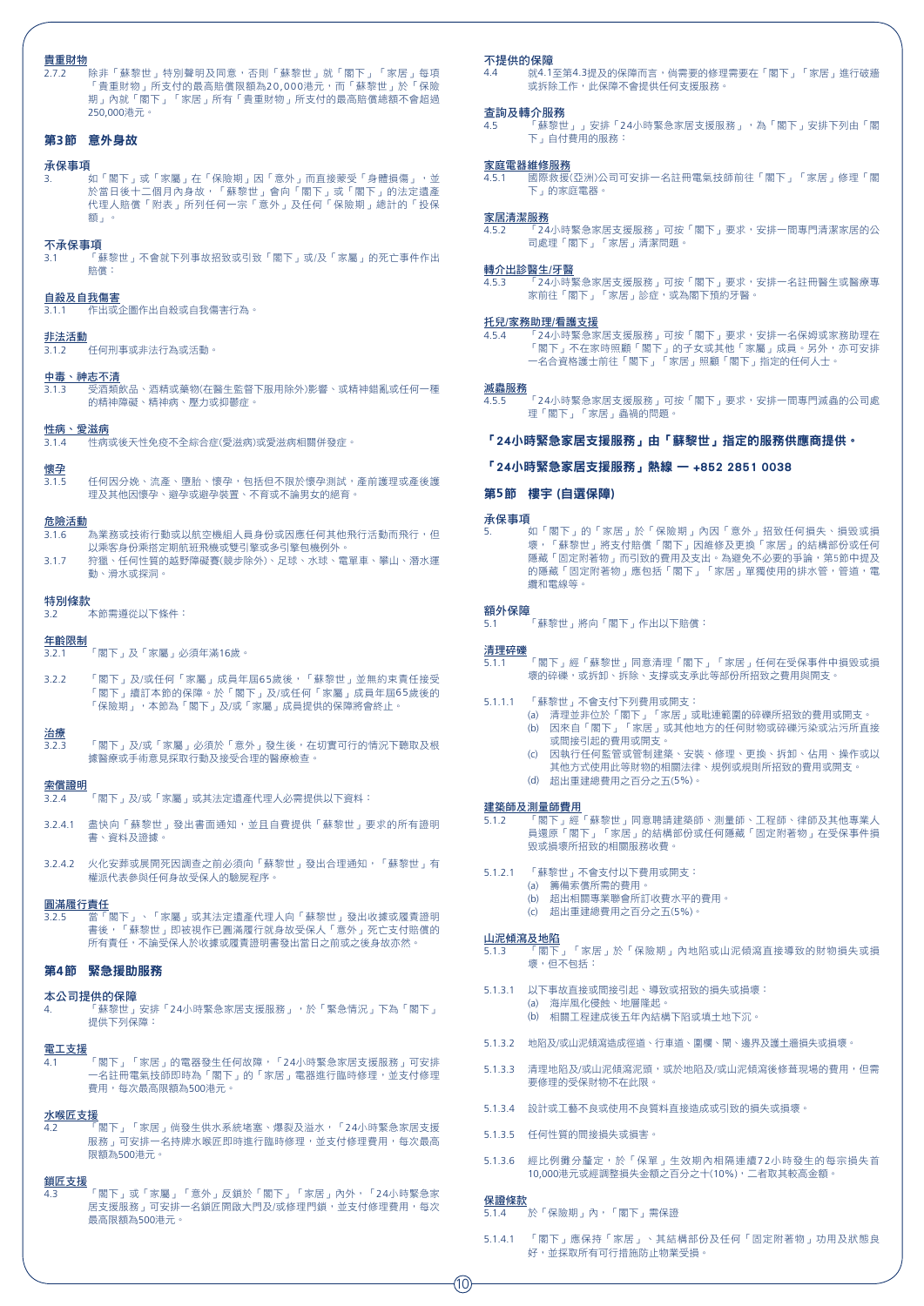**貴重財物**

2.7.2 除非「蘇黎世」特別聲明及同意，否則「蘇黎世」就「閣下」「家居」每項「貴重財物」所支付的最高賠償限額為20,000港元，而「蘇黎世」於「保險期」內就「閣下」「家居」所有「貴重財物」所支付的最高賠償總額不會超過250,000港元。

## 第3節 意外身故

**承保事項**

3. 如「閣下」或「家屬」在「保險期」因「意外」而直接蒙受「身體損傷」，並於當日後十二個月內身故，「蘇黎世」會向「閣下」或「閣下」的法定遺產代理人賠償「附表」所列任何一宗「意外」及任何「保險期」總計的「投保額」。

**不承保事項**

3.1 「蘇黎世」不會就下列事故招致或引致「閣下」或/及「家屬」的死亡事件作出賠償：

**自殺及自我傷害**

3.1.1 作出或企圖作出自殺或自我傷害行為。

**非法活動**

3.1.2 任何刑事或非法行為或活動。

**中毒、神志不清**

3.1.3 受酒類飲品、酒精或藥物(在醫生監督下服用除外)影響、或精神錯亂或任何一種的精神障礙、精神病、壓力或抑鬱症。

**性病、愛滋病**

3.1.4 性病或後天性免疫不全綜合症(愛滋病)或愛滋病相關併發症。

**懷孕**

3.1.5 任何因分娩、流產、墮胎、懷孕，包括但不限於懷孕測試，產前護理或產後護理及其他因懷孕、避孕或避孕裝置、不育或不論男女的絕育。

**危險活動**

3.1.6 為業務或技術行動或以航空機組人員身份或因應任何其他飛行活動而飛行，但以乘客身份乘搭定期航班飛機或雙引擎或多引擎包機例外。

3.1.7 狩獵、任何性質的越野障礙賽(競步除外)、足球、水球、電單車、攀山、潛水運動、滑水或探洞。

**特別條款**

3.2 本節需遵從以下條件：

**年齡限制**

3.2.1 「閣下」及「家屬」必須年滿16歲。

3.2.2 「閣下」及/或任何「家屬」成員年屆65歲後，「蘇黎世」並無約束責任接受「閣下」續訂本節的保障。於「閣下」及/或任何「家屬」成員年屆65歲後的「保險期」，本節為「閣下」及/或「家屬」成員提供的保障將會終止。

**治療**

3.2.3 「閣下」及/或「家屬」必須於「意外」發生後，在切實可行的情況下聽取及根據醫療或手術意見採取行動及接受合理的醫療檢查。

**索償證明**

3.2.4 「閣下」及/或「家屬」或其法定遺產代理人必需提供以下資料：

3.2.4.1 盡快向「蘇黎世」發出書面通知，並且自費提供「蘇黎世」要求的所有證明書、資料及證據。

3.2.4.2 火化安葬或展開死因調查之前必須向「蘇黎世」發出合理通知，「蘇黎世」有權派代表參與任何身故受保人的驗屍程序。

**圓滿履行責任**

3.2.5 當「閣下」、「家屬」或其法定遺產代理人向「蘇黎世」發出收據或履責證明書後，「蘇黎世」即被視作已圓滿履行就身故受保人「意外」死亡支付賠償的所有責任，不論受保人於收據或履責證明書發出當日之前或之後身故亦然。

## 第4節 緊急援助服務

**本公司提供的保障**

4. 「蘇黎世」安排「24小時緊急家居支援服務」，於「緊急情況」下為「閣下」提供下列保障：

**電工支援**

4.1 「閣下」「家居」的電器發生任何故障，「24小時緊急家居支援服務」可安排一名註冊電氣技師即時為「閣下」的「家居」電器進行臨時修理，並支付修理費用，每次最高限額為500港元。

**水喉匠支援**

4.2 「閣下」「家居」倘發生供水系統堵塞、爆裂及溢水，「24小時緊急家居支援服務」可安排一名持牌水喉匠即時進行臨時修理，並支付修理費用，每次最高限額為500港元。

**鎖匠支援**

4.3 「閣下」或「家屬」「意外」反鎖於「閣下」「家居」內外，「24小時緊急家居支援服務」可安排一名鎖匠開啟大門及/或修理門鎖，並支付修理費用，每次最高限額為500港元。

**不提供的保障**

4.4 就4.1至第4.3提及的保障而言，倘需要的修理需要在「閣下」「家居」進行破牆或拆除工作，此保障不會提供任何支援服務。

**查詢及轉介服務**

4.5 「蘇黎世」，安排「24小時緊急家居支援服務」，為「閣下」安排下列由「閣下」自付費用的服務：

**家庭電器維修服務**

4.5.1 國際救援(亞洲)公司可安排一名註冊電氣技師前往「閣下」「家居」修理「閣下」的家庭電器。

**家居清潔服務**

4.5.2 「24小時緊急家居支援服務」可按「閣下」要求，安排一間專門清潔家居的公司處理「閣下」「家居」清潔問題。

**轉介出診醫生/牙醫**

4.5.3 「24小時緊急家居支援服務」可按「閣下」要求，安排一名註冊醫生或醫療專家前往「閣下」「家居」診症，或為閣下預約牙醫。

**托兒/家務助理/看護支援**

4.5.4 「24小時緊急家居支援服務」可按「閣下」要求，安排一名保姆或家務助理在「閣下」不在家時照顧「閣下」的子女或其他「家屬」成員。另外，亦可安排一名合資格護士前往「閣下」「家居」照顧「閣下」指定的任何人士。

**滅蟲服務**

4.5.5 「24小時緊急家居支援服務」可按「閣下」要求，安排一間專門滅蟲的公司處理「閣下」「家居」蟲禍的問題。

**「24小時緊急家居支援服務」由「蘇黎世」指定的服務供應商提供。**

**「24小時緊急家居支援服務」熱線 — +852 2851 0038**

## 第5節 樓宇 (自選保障)

**承保事項**

5. 如「閣下」的「家居」於「保險期」內因「意外」招致任何損失、損毀或損壞，「蘇黎世」將支付賠償「閣下」因維修及更換「家居」的結構部份或任何隱藏「固定附着物」而引致的費用及支出。為避免不必要的爭論，第5節中提及的隱藏「固定附着物」應包括「閣下」「家居」單獨使用的排水管，管道，電纜和電線等。

**額外保障**

5.1 「蘇黎世」將向「閣下」作出以下賠償：

**清理碎礫**

5.1.1 「閣下」經「蘇黎世」同意清理「閣下」「家居」任何在受保事件中損毀或損壞的碎礫，或拆卸、拆除、支撐或支承此等部份所招致之費用與開支。

5.1.1.1 「蘇黎世」不會支付下列費用或開支：

(a) 清理並非位於「閣下」「家居」或毗連範圍的碎礫所招致的費用或開支。

(b) 因來自「閣下」「家居」或其他地方的任何財物或碎礫污染或沾污所直接或間接引起的費用或開支。

(c) 因執行任何監管或管制建築、安裝、修理、更換、拆卸、佔用、操作或以其他方式使用此等財物的相關法律、規例或規則所招致的費用或開支。

(d) 超出重建總費用之百分之五(5%)。

**建築師及測量師費用**

5.1.2 「閣下」經「蘇黎世」同意聘請建築師、測量師、工程師、律師及其他專業人員還原「閣下」「家居」的結構部份或任何隱藏「固定附着物」在受保事件損毀或損壞所招致的相關服務收費。

5.1.2.1 「蘇黎世」不會支付以下費用或開支：

(a) 籌備索償所需的費用。

(b) 超出相關專業聯會所訂收費水平的費用。

(c) 超出重建總費用之百分之五(5%)。

**山泥傾瀉及地陷**

5.1.3 「閣下」「家居」於「保險期」內地陷或山泥傾瀉直接導致的財物損失或損壞，但不包括：

5.1.3.1 以下事故直接或間接引起、導致或招致的損失或損壞：

(a) 海岸風化侵蝕、地層隆起。

(b) 相關工程建成後五年內結構下陷或填土地下沉。

5.1.3.2 地陷及/或山泥傾瀉造成徑道、行車道、圍欄、閘、邊界及護土牆損失或損壞。

5.1.3.3 清理地陷及/或山泥傾瀉泥頭，或於地陷及/或山泥傾瀉後修葺現場的費用，但需要修理的受保財物不在此限。

5.1.3.4 設計或工藝不良或使用不良質料直接造成或引致的損失或損壞。

5.1.3.5 任何性質的間接損失或損害。

5.1.3.6 經比例攤分釐定，於「保單」生效期內相隔連續72小時發生的每宗損失首10,000港元或經調整損失金額之百分之十(10%)，二者取其較高金額。

**保證條款**

5.1.4 於「保險期」內，「閣下」需保證

5.1.4.1 「閣下」應保持「家居」、其結構部份及任何「固定附着物」功用及狀態良好，並採取所有可行措施防止物業受損。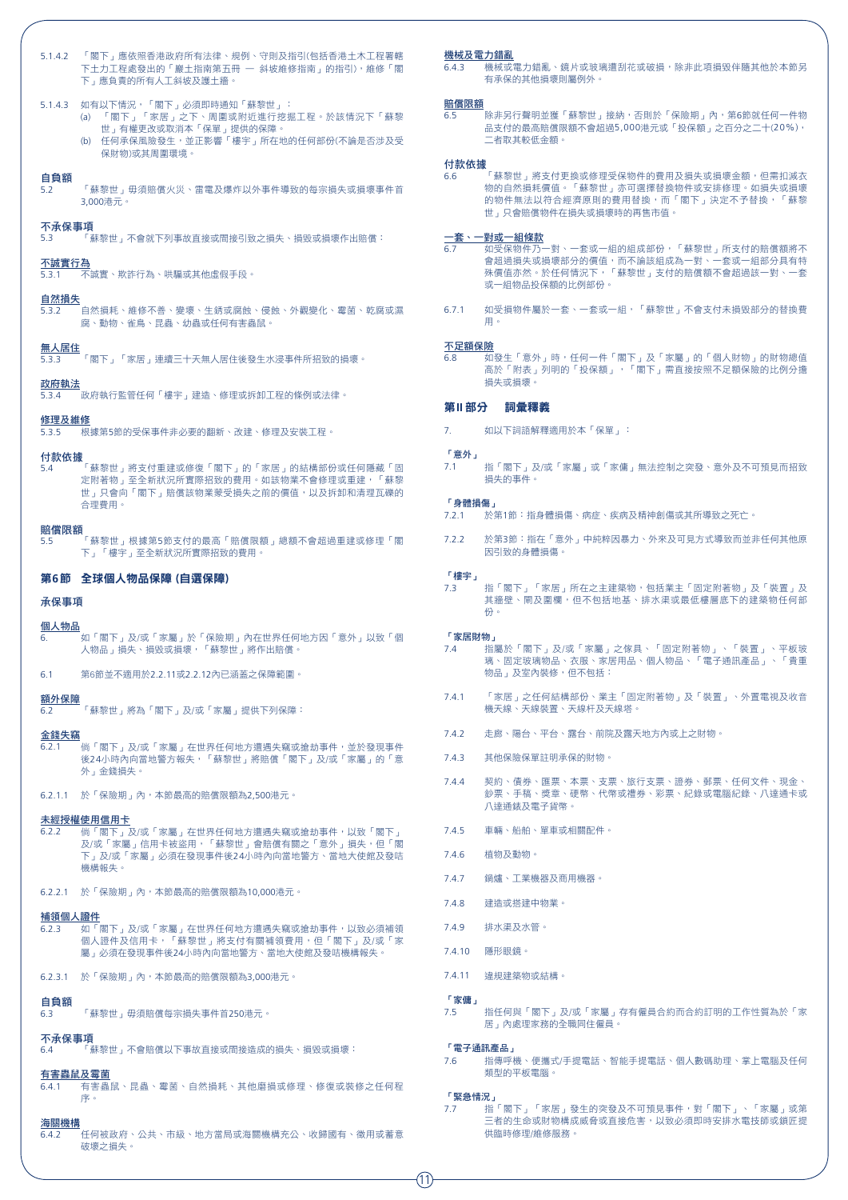5.1.4.2 「閣下」應依照香港政府所有法律、規例、守則及指引(包括香港土木工程署轄下土力工程處發出的「巖土指南第五冊 — 斜坡維修指南」的指引)，維修「閣下」應負責的所有人工斜坡及護土牆。

5.1.4.3 如有以下情況，「閣下」必須即時通知「蘇黎世」：
- (a) 「閣下」「家居」之下、周圍或附近進行挖掘工程。於該情況下「蘇黎世」有權更改或取消本「保單」提供的保障。
- (b) 任何承保風險發生，並正影響「樓宇」所在地的任何部份(不論是否涉及受保財物)或其周圍環境。

**自負額**

5.2 「蘇黎世」毋須賠償火災、雷電及爆炸以外事件導致的每宗損失或損壞事件首3,000港元。

**不承保事項**

5.3 「蘇黎世」不會就下列事故直接或間接引致之損失、損毀或損壞作出賠償：

**不誠實行為**

5.3.1 不誠實、欺詐行為、哄騙或其他虛假手段。

**自然損失**

5.3.2 自然損耗、維修不善、變壞、生銹或腐蝕、侵蝕、外觀變化、霉菌、乾腐或濕腐、動物、雀鳥、昆蟲、幼蟲或任何有害蟲鼠。

**無人居住**

5.3.3 「閣下」「家居」連續三十天無人居住後發生水浸事件所招致的損壞。

**政府執法**

5.3.4 政府執行監管任何「樓宇」建造、修理或拆卸工程的條例或法律。

**修理及維修**

5.3.5 根據第5節的受保事件非必要的翻新、改建、修理及安裝工程。

**付款依據**

5.4 「蘇黎世」將支付重建或修復「閣下」的「家居」的結構部份或任何隱藏「固定附著物」至全新狀況所實際招致的費用。如該物業不會修理或重建，「蘇黎世」只會向「閣下」賠償該物業蒙受損失之前的價值，以及拆卸和清理瓦礫的合理費用。

**賠償限額**

5.5 「蘇黎世」根據第5節支付的最高「賠償限額」總額不會超過重建或修理「閣下」「樓宇」至全新狀況所實際招致的費用。

## 第6節 全球個人物品保障 (自選保障)

### 承保事項

**個人物品**

6. 如「閣下」及/或「家屬」於「保險期」內在世界任何地方因「意外」以致「個人物品」損失、損毀或損壞，「蘇黎世」將作出賠償。

6.1 第6節並不適用於2.2.11或2.2.12內已涵蓋之保障範圍。

**額外保障**

6.2 「蘇黎世」將為「閣下」及/或「家屬」提供下列保障：

**金錢失竊**

6.2.1 倘「閣下」及/或「家屬」在世界任何地方遭遇失竊或搶劫事件，並於發現事件後24小時內向當地警方報失，「蘇黎世」將賠償「閣下」及/或「家屬」的「意外」金錢損失。

6.2.1.1 於「保險期」內，本節最高的賠償限額為2,500港元。

**未經授權使用信用卡**

6.2.2 倘「閣下」及/或「家屬」在世界任何地方遭遇失竊或搶劫事件，以致「閣下」及/或「家屬」信用卡被盜用，「蘇黎世」會賠償有關之「意外」損失，但「閣下」及/或「家屬」必須在發現事件後24小時內向當地警方、當地大使館及發咭機構報失。

6.2.2.1 於「保險期」內，本節最高的賠償限額為10,000港元。

**補領個人證件**

6.2.3 如「閣下」及/或「家屬」在世界任何地方遭遇失竊或搶劫事件，以致必須補領個人證件及信用卡，「蘇黎世」將支付有關補領費用，但「閣下」及/或「家屬」必須在發現事件後24小時內向當地警方、當地大使館及發咭機構報失。

6.2.3.1 於「保險期」內，本節最高的賠償限額為3,000港元。

**自負額**

6.3 「蘇黎世」毋須賠償每宗損失事件首250港元。

**不承保事項**

6.4 「蘇黎世」不會賠償以下事故直接或間接造成的損失、損毀或損壞：

**有害蟲鼠及霉菌**

6.4.1 有害蟲鼠、昆蟲、霉菌、自然損耗、其他磨損或修理、修復或裝修之任何程序。

**海關機構**

6.4.2 任何被政府、公共、市級、地方當局或海關機構充公、收歸國有、徵用或蓄意破壞之損失。

**機械及電力錯亂**

6.4.3 機械或電力錯亂、鏡片或玻璃遭刮花或破損，除非此項損毀伴隨其他於本節另有承保的其他損壞則屬例外。

**賠償限額**

6.5 除非另行聲明並獲「蘇黎世」接納，否則於「保險期」內，第6節就任何一件物品支付的最高賠償限額不會超過5,000港元或「投保額」之百分之二十(20%)，二者取其較低金額。

**付款依據**

6.6 「蘇黎世」將支付更換或修理受保物件的費用及損失或損壞金額，但需扣減衣物的自然損耗價值。「蘇黎世」亦可選擇替換物件或安排修理。如損失或損壞的物件無法以符合經濟原則的費用替換，而「閣下」決定不予替換，「蘇黎世」只會賠償物件在損失或損壞時的再售市值。

**一套、一對或一組條款**

6.7 如受保物件乃一對、一套或一組的組成部份，「蘇黎世」所支付的賠償額將不會超過損失或損壞部分的價值，而不論該組成為一對、一套或一組部分具有特殊價值亦然。於任何情況下，「蘇黎世」支付的賠償額不會超過該一對、一套或一組物品投保額的比例部份。

6.7.1 如受損物件屬於一套、一套或一組，「蘇黎世」不會支付未損毀部分的替換費用。

**不足額保險**

6.8 如發生「意外」時，任何一件「閣下」及「家屬」的「個人財物」的財物總值高於「附表」列明的「投保額」，「閣下」需直接按照不足額保險的比例分擔損失或損壞。

## 第II部分 詞彙釋義

7. 如以下詞語解釋適用於本「保單」：

**「意外」**

7.1 指「閣下」及/或「家屬」或「家傭」無法控制之突發、意外及不可預見而招致損失的事件。

**「身體損傷」**

7.2.1 於第1節：指身體損傷、病症、疾病及精神創傷或其所導致之死亡。

7.2.2 於第3節：指在「意外」中純粹因暴力、外來及可見方式導致而並非任何其他原因引致的身體損傷。

**「樓宇」**

7.3 指「閣下」「家居」所在之主建築物，包括業主「固定附著物」及「裝置」及其牆壁、閘及圍欄，但不包括地基、排水渠或最低樓層底下的建築物任何部份。

**「家居財物」**

7.4 指屬於「閣下」及/或「家屬」之傢具、「固定附著物」、「裝置」、平板玻璃、固定玻璃物品、衣服、家居用品、個人物品、「電子通訊產品」、「貴重物品」及室內裝修，但不包括：

7.4.1 「家居」之任何結構部份、業主「固定附著物」及「裝置」、外置電視及收音機天線、天線裝置、天線杆及天線塔。

7.4.2 走廊、陽台、平台、露台、前院及露天地方內或上之財物。

7.4.3 其他保險保單註明承保的財物。

7.4.4 契約、債券、匯票、本票、支票、旅行支票、證券、郵票、任何文件、現金、鈔票、手稿、獎章、硬幣、代幣或禮券、彩票、紀錄或電腦紀錄、八達通卡或八達通錶及電子貨幣。

7.4.5 車輛、船舶、單車或相關配件。

7.4.6 植物及動物。

7.4.7 鍋爐、工業機器及商用機器。

7.4.8 建造或搭建中物業。

7.4.9 排水渠及水管。

7.4.10 隱形眼鏡。

7.4.11 違規建築物或結構。

**「家傭」**

7.5 指任何與「閣下」及/或「家屬」存有僱員合約而合約訂明的工作性質為於「家居」內處理家務的全職同住僱員。

**「電子通訊產品」**

7.6 指傳呼機、便攜式/手提電話、智能手提電話、個人數碼助理、掌上電腦及任何類型的平板電腦。

**「緊急情況」**

7.7 指「閣下」「家居」發生的突發及不可預見事件，對「閣下」、「家屬」或第三者的生命或財物構成威脅或直接危害，以致必須即時安排水電技師或鎖匠提供臨時修理/維修服務。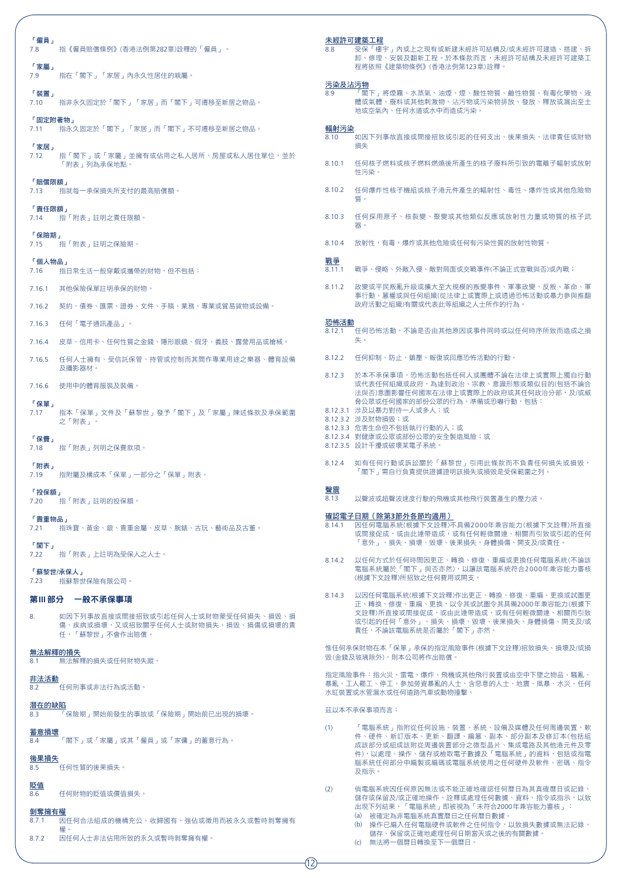**「僱員」**
7.8 指《僱員賠償條例》(香港法例第282章)詮釋的「僱員」。

**「家屬」**
7.9 指在「閣下」「家居」內永久性居住的親屬。

**「裝置」**
7.10 指非永久固定於「閣下」「家居」而「閣下」可遷移至新居之物品。

**「固定附著物」**
7.11 指永久固定於「閣下」「家居」而「閣下」不可遷移至新居之物品。

**「家居」**
7.12 指「閣下」或「家屬」並擁有或佔用之私人居所、房屋或私人居住單位，並於「附表」列為承保地點。

**「賠償限額」**
7.13 指就每一承保損失所支付的最高賠償額。

**「責任限額」**
7.14 指「附表」註明之責任限額。

**「保險期」**
7.15 指「附表」註明之保險期。

**「個人物品」**
7.16 指日常生活一般穿戴或攜帶的財物，但不包括：

7.16.1 其他保險保單註明承保的財物。

7.16.2 契約、債券、匯票、證券、文件、手稿、業務、專業或貿易貨物或設備。

7.16.3 任何「電子通訊產品」。

7.16.4 皮草、信用卡、任何性質之金錢、隱形眼鏡、假牙、義肢、露營用品或槍械。

7.16.5 任何人士擁有、受信託保管、持管或控制而其間作專業用途之樂器、體育設備及攝影器材。

7.16.6 使用中的體育服裝及裝備。

**「保單」**
7.17 指本「保單」文件及「蘇黎世」發予「閣下」及「家屬」陳述條款及承保範圍之「附表」。

**「保費」**
7.18 指「附表」列明之保費款項。

**「附表」**
7.19 指附屬及構成本「保單」一部分之「保單」附表。

**「投保額」**
7.20 指「附表」註明的投保額。

**「貴重物品」**
7.21 指珠寶、黃金、銀、貴重金屬、皮草、腕錶、古玩、藝術品及古董。

**「閣下」**
7.22 指「附表」上註明為受保人之人士。

**「蘇黎世/承保人」**
7.23 指蘇黎世保險有限公司。

## 第 III 部分　一般不承保事項

8. 如因下列事故直接或間接招致或引起任何人士或財物蒙受任何損失、損毀、損傷、疾病或損壞，又或招致關乎任何人士或財物損失、損毀、損傷或損壞的責任，「蘇黎世」不會作出賠償。

**無法解釋的損失**
8.1 無法解釋的損失或任何財物失蹤。

**非法活動**
8.2 任何刑事或非法行為或活動。

**潛在的缺陷**
8.3 「保險期」開始前發生的事故或「保險期」開始前已出現的損壞。

**蓄意損壞**
8.4 「閣下」或「家屬」或其「僱員」或「家傭」的蓄意行為。

**後果損失**
8.5 任何性質的後果損失。

**貶值**
8.6 任何財物的貶值或價值損失。

**剝奪擁有權**
8.7.1 因任何合法組成的機構充公、收歸國有、強佔或徵用而被永久或暫時剝奪擁有權。
8.7.2 因任何人士非法佔用所致的永久或暫時剝奪擁有權。

**未經許可建築工程**
8.8 受保「樓宇」內或上之現有或新建未經許可結構及/或未經許可建造、搭建、拆卸、修理、安裝及翻新工程。於本條款而言，未經許可結構及未經許可建築工程將依照《建築物條例》(香港法例第123章)詮釋。

**污染及沾污物**
8.9 「閣下」將煙霧、水蒸氣、油煙、煙、酸性物質、鹼性物質、有毒化學物、液體或氣體、廢料或其他刺激物、沾污物或污染物排放、發放、釋放或漏出至土地或空氣內、任何水道或水中而造成污染。

**輻射污染**
8.10 如因下列事故直接或間接招致或引起的任何支出、後果損失、法律責任或財物損失

8.10.1 任何核子燃料或核子燃料燃燒後所產生的核子廢料所引致的電離子輻射或放射性污染。

8.10.2 任何爆炸性核子機組或核子港元件產生的輻射性、毒性、爆炸性或其他危險物質。

8.10.3 任何採用原子、核裂變、聚變或其他類似反應或放射性力量或物質的核子武器。

8.10.4 放射性，有毒，爆炸或其他危險或任何有污染性質的放射性物質。

**戰爭**
8.11.1 戰爭、侵略、外敵入侵、敵對局面或交戰事件(不論正式宣戰與否)或內戰；

8.11.2 政變或平民叛亂升級或擴大至大規模的叛變事件、軍事政變、反叛、革命、軍事行動、篡權或與任何組織(從法律上或實際上或透過恐怖活動或暴力參與推翻政府活動之組織)有關或代表此等組織之人士所作的行為。

**恐怖活動**
8.12.1 任何恐怖活動，不論是否由其他原因或事件同時或以任何時序所致而造成之損失。

8.12.2 任何抑制、防止、鎮壓、報復或回應恐怖活動的行動。

8.12.3 於本不承保事項，恐怖活動包括任何人或團體不論在法律上或實際上獨自行動或代表任何組織或政府，為達到政治、宗教、意識形態或類似目的(包括不論合法與否)意圖影響任何國家在法律上或實際上的政府或其任何政治分部，及/或威脅公眾或任何國家的部份公眾的行為、準備或恐嚇行動，包括：
8.12.3.1 涉及以暴力對待一人或多人；或
8.12.3.2 涉及財物損毀；或
8.12.3.3 危害生命但不包括執行行動的人；或
8.12.3.4 對健康或公眾或部份公眾的安全製造風險；或
8.12.3.5 設計干擾或破壞某電子系統。

8.12.4 如有任何行動或訴訟關於「蘇黎世」引用此條款而不負責任何損失或損毀，「閣下」需自行負責提供證據證明該損失或損毀是受保範圍之列。

**聲震**
8.13 以聲波或超聲波速度行駛的飛機或其他飛行裝置產生的壓力波。

**確認電子日期(除第3節外各節均適用)**
8.14.1 因任何電腦系統(根據下文詮釋)不具備2000年兼容能力(根據下文詮釋)所直接或間接促成，或由此連帶造成，或有任何輕微關連、相關而引致或引起的任何「意外」、損失、損壞、毀壞、後果損失、身體損傷、開支及/或責任。

8.14.2 以任何方式於任何時間因更正、轉換、修復、重編或更換任何電腦系統(不論該電腦系統屬於「閣下」與否亦然)，以讓該電腦系統符合2000年兼容能力審核(根據下文詮釋)所招致之任何費用或開支。

8.14.3 以因任何電腦系統(根據下文詮釋)作出更正、轉換、修復、重編、更換或試圖更正、轉換、修復、重編、更換，以令其或試圖令其具備2000年兼容能力(根據下文詮釋)所直接促成，或由此連帶造成，或有任何輕微關連、相關而引致或引起的任何「意外」、損失、損壞、毀壞、後果損失、身體損傷、開支及/或責任，不論該電腦系統是否屬於「閣下」亦然。

惟任何承保財物在本「保單」承保的指定風險事件(根據下文詮釋)招致損失、損壞及/或損毀(金錢及玻璃除外)，則本公司將作出賠償。

指定風險事件：指火災、雷電、爆炸、飛機或其他飛行裝置或由空中下墜之物品、騷亂、暴亂、工人罷工、停工、參加勞資暴亂的人士、含惡意的人士、地震、風暴、水災、任何水缸裝置或水管漏水或任何道路汽車或動物撞擊。

茲以本不承保事項而言：

(1) 「電腦系統」指附從任何設施、裝置、系統、設備及媒體及任何周邊裝置、軟件、硬件、新訂版本、更新、翻譯、編纂、副本、部分副本及修訂本(包括組成該部分或組成該附從周邊裝置部分之微型晶片、集成電路及其他港元件及零件)，以處理、操作、儲存或檢取電子數據及「電腦系統」的資料，包括或指電腦系統任何部分中編製或編碼或電腦系統使用之任何硬件及軟件、密碼、指令及指示。

(2) 倘電腦系統因任何原因無法或不能正確地確認任何曆日為其真確曆日或記錄、儲存或保留及/或正確地操作、詮釋或處理任何數據、資料、指令或指示，以致出現下列結果，「電腦系統」即被視為「未符合2000年兼容能力審核」：
(a) 被確定為非電腦系統真實曆日之任何曆日數據。
(b) 操作已編入任何電腦硬件或軟件之任何指令，以致損失數據或無法記錄、儲存、保留或正確地處理任何日期當天或之後的有關數據。
(c) 無法將一個曆日轉換至下一個曆日。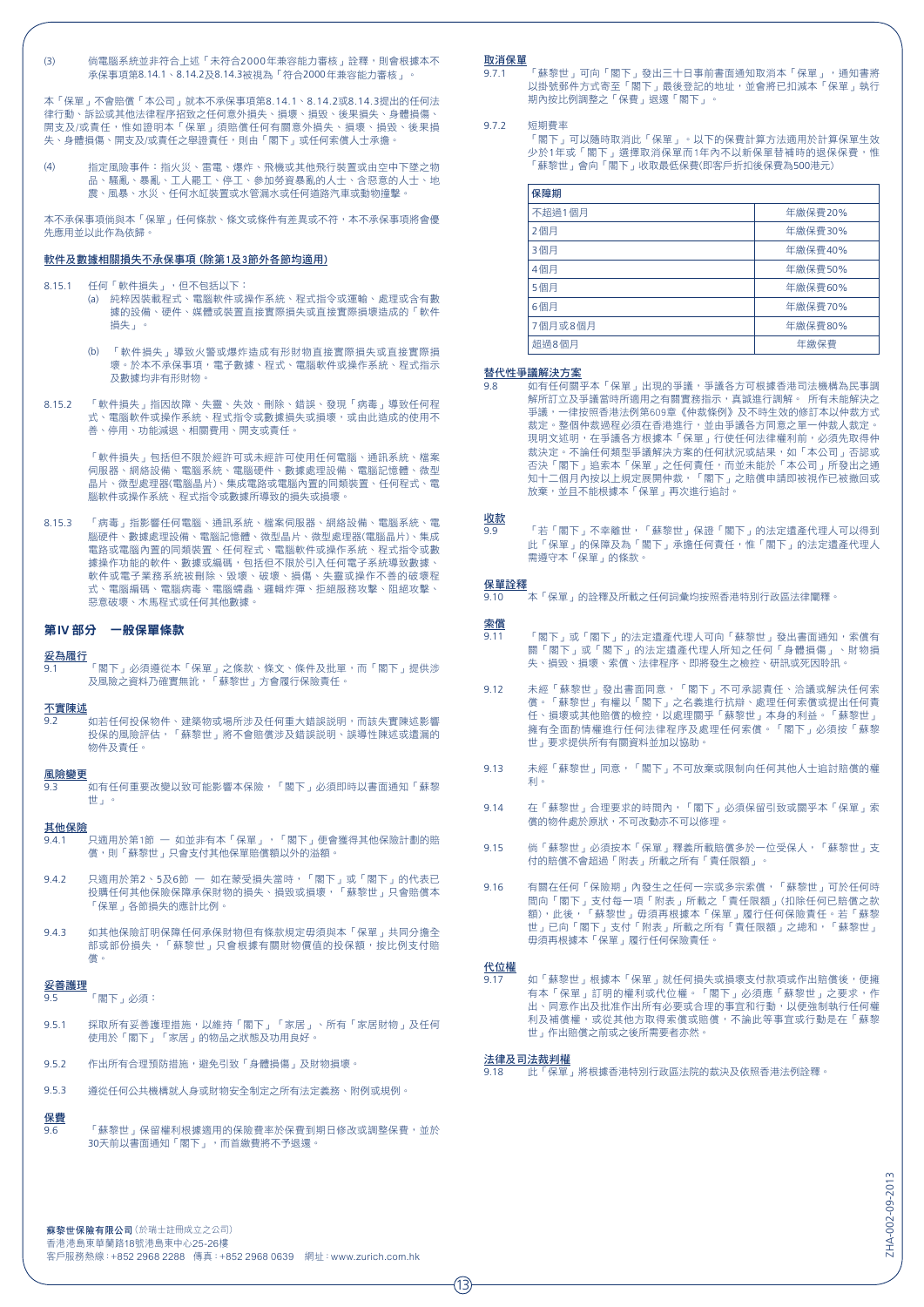(3) 倘電腦系統並非符合上述「未符合2000年兼容能力審核」詮釋，則會根據本不承保事項第8.14.1、8.14.2及8.14.3被視為「符合2000年兼容能力審核」。

本「保單」不會賠償「本公司」就本不承保事項第8.14.1、8.14.2或8.14.3提出的任何法律行動、訴訟或其他法律程序招致之任何意外損失、損壞、損毀、後果損失、身體損傷、開支及/或責任，惟如證明本「保單」須賠償任何有關意外損失、損壞、損毀、後果損失、身體損傷、開支及/或責任之舉證責任，則由「閣下」或任何索償人士承擔。

(4) 指定風險事件：指火災、雷電、爆炸、飛機或其他飛行裝置或由空中下墜之物品、騷亂、暴亂、工人罷工、停工、參加勞資暴亂的人士、含惡意的人士、地震、風暴、水災、任何水缸裝置或水管漏水或任何道路汽車或動物撞擊。

本不承保事項倘與本「保單」任何條款、條文或條件有差異或不符，本不承保事項將會優先應用並以此作為依歸。

**軟件及數據相關損失不承保事項 (除第1及3節外各節均適用)**

8.15.1 任何「軟件損失」，但不包括以下：

(a) 純粹因裝載程式、電腦軟件或操作系統、程式指令或運輸、處理或含有數據的設備、硬件、媒體或裝置直接實際損失或直接實際損壞造成的「軟件損失」。

(b) 「軟件損失」導致火警或爆炸造成有形財物直接實際損失或直接實際損壞。於本不承保事項，電子數據、程式、電腦軟件或操作系統、程式指示及數據均非有形財物。

8.15.2 「軟件損失」指因故障、失靈、失效、刪除、錯誤、發現「病毒」導致任何程式、電腦軟件或操作系統、程式指令或數據損失或損壞，或由此造成的使用不善、停用、功能減退、相關費用、開支或責任。

「軟件損失」包括但不限於經許可或未經許可使用任何電腦、通訊系統、檔案伺服器、網絡設備、電腦系統、電腦硬件、數據處理設備、電腦記憶體、微型晶片、微型處理器(電腦晶片)、集成電路或電腦內置的同類裝置、任何程式、電腦軟件或操作系統、程式指令或數據所導致的損失或損壞。

8.15.3 「病毒」指影響任何電腦、通訊系統、檔案伺服器、網絡設備、電腦系統、電腦硬件、數據處理設備、電腦記憶體、微型晶片、微型處理器(電腦晶片)、集成電路或電腦內置的同類裝置、任何程式、電腦軟件或操作系統、程式指令或數據操作功能的軟件、數據或編碼，包括但不限於引入任何電子系統導致數據、軟件或電子業務系統被刪除、毀壞、破壞、損傷、失靈或操作不善的破壞程式、電腦編碼、電腦病毒、電腦蠕蟲、邏輯炸彈、拒絕服務攻擊、阻絕攻擊、惡意破壞、木馬程式或任何其他數據。

## 第IV部分　一般保單條款

**妥為履行**

9.1 「閣下」必須遵從本「保單」之條款、條文、條件及批單，而「閣下」提供涉及風險之資料乃確實無訛，「蘇黎世」方會履行保險責任。

**不實陳述**

9.2 如若任何投保物件、建築物或場所涉及任何重大錯誤說明，而該失實陳述影響投保的風險評估，「蘇黎世」將不會賠償涉及錯誤說明、誤導性陳述或遺漏的物件及責任。

**風險變更**

9.3 如有任何重要改變以致可能影響本保險，「閣下」必須即時以書面通知「蘇黎世」。

**其他保險**

9.4.1 只適用於第1節 — 如並非有本「保單」，「閣下」便會獲得其他保險計劃的賠償，則「蘇黎世」只會支付其他保單賠償額以外的溢額。

9.4.2 只適用於第2、5及6節 — 如在蒙受損失當時，「閣下」或「閣下」的代表已投購任何其他保險保障承保財物的損失、損毀或損壞，「蘇黎世」只會賠償本「保單」各節損失的應計比例。

9.4.3 如其他保險訂明保障任何承保財物但有條款規定毋須與本「保單」共同分擔全部或部份損失，「蘇黎世」只會根據有關財物價值的投保額，按比例支付賠償。

**妥善護理**

9.5 「閣下」必須：

9.5.1 採取所有妥善護理措施，以維持「閣下」「家居」、所有「家居財物」及任何使用於「閣下」「家居」的物品之狀態及功用良好。

9.5.2 作出所有合理預防措施，避免引致「身體損傷」及財物損壞。

9.5.3 遵從任何公共機構就人身或財物安全制定之所有法定義務、附例或規例。

**保費**

9.6 「蘇黎世」保留權利根據適用的保險費率於保費到期日修改或調整保費，並於30天前以書面通知「閣下」，而首繳費將不予退還。

**取消保單**

9.7.1 「蘇黎世」可向「閣下」發出三十日事前書面通知取消本「保單」，通知書將以掛號郵件方式寄至「閣下」最後登記的地址，並會將已扣減本「保單」執行期內按比例調整之「保費」退還「閣下」。

9.7.2 短期費率

「閣下」可以隨時取消此「保單」。以下的保費計算方法適用於計算保單生效少於1年或「閣下」選擇取消保單而1年內不以新保單替補時的退保保費，惟「蘇黎世」會向「閣下」收取最低保費(即客戶折扣後保費為500港元)

| 保障期 | |
|---|---|
| 不超過1個月 | 年繳保費20% |
| 2個月 | 年繳保費30% |
| 3個月 | 年繳保費40% |
| 4個月 | 年繳保費50% |
| 5個月 | 年繳保費60% |
| 6個月 | 年繳保費70% |
| 7個月或8個月 | 年繳保費80% |
| 超過8個月 | 年繳保費 |

**替代性爭議解決方案**

9.8 如有任何關乎本「保單」出現的爭議，爭議各方可根據香港司法機構為民事調解所訂立及爭議當時所適用之有關實務指示，真誠進行調解。所有未能解決之爭議，一律按照香港法例第609章《仲裁條例》及不時生效的修訂本以仲裁方式裁定。整個仲裁過程必須在香港進行，並由爭議各方同意之單一仲裁人裁定。現明文述明，在爭議各方根據本「保單」行使任何法律權利前，必須先取得仲裁決定。不論任何類型爭議解決方案的任何狀況或結果，如「本公司」否認或否決「閣下」追索本「保單」之任何責任，而並未能於「本公司」所發出之通知十二個月內按以上規定展開仲裁，「閣下」之賠償申請即被視作已被撤回或放棄，並且不能根據本「保單」再次進行追討。

**收款**

9.9 「若「閣下」不幸離世，「蘇黎世」保證「閣下」的法定遺產代理人可以得到此「保單」的保障及為「閣下」承擔任何責任，惟「閣下」的法定遺產代理人需遵守本「保單」的條款。

**保單詮釋**

9.10 本「保單」的詮釋及所載之任何詞彙均按照香港特別行政區法律闡釋。

**索償**

9.11 「閣下」或「閣下」的法定遺產代理人可向「蘇黎世」發出書面通知，索償有關「閣下」或「閣下」的法定遺產代理人所知之任何「身體損傷」、財物損失、損毀、損壞、索償、法律程序、即將發生之檢控、研訊或死因聆訊。

9.12 未經「蘇黎世」發出書面同意，「閣下」不可承認責任、洽議或解決任何索償。「蘇黎世」有權以「閣下」之名義進行抗辯、處理任何索償或提出任何責任、損壞或其他賠償的檢控，以處理關乎「蘇黎世」本身的利益。「蘇黎世」擁有全面酌情權進行任何法律程序及處理任何索償。「閣下」必須按「蘇黎世」要求提供所有有關資料並加以協助。

9.13 未經「蘇黎世」同意，「閣下」不可放棄或限制向任何其他人士追討賠償的權利。

9.14 在「蘇黎世」合理要求的時間內，「閣下」必須保留引致或關乎本「保單」索償的物件處於原狀，不可改動亦不可以修理。

9.15 倘「蘇黎世」必須按本「保單」釋義所載賠償多於一位受保人，「蘇黎世」支付的賠償不會超過「附表」所載之所有「責任限額」。

9.16 有關在任何「保險期」內發生之任何一宗或多宗索償，「蘇黎世」可於任何時間向「閣下」支付每一項「附表」所載之「責任限額」(扣除任何已賠償之款額)，此後，「蘇黎世」毋須再根據本「保單」履行任何保險責任。若「蘇黎世」已向「閣下」支付「附表」所載之所有「責任限額」之總和，「蘇黎世」毋須再根據本「保單」履行任何保險責任。

**代位權**

9.17 如「蘇黎世」根據本「保單」就任何損失或損壞支付款項或作出賠償後，便擁有本「保單」訂明的權利或代位權。「閣下」必須應「蘇黎世」之要求，作出、同意作出及批准作出所有必要或合理的事宜和行動，以便強制執行任何權利及補償權，或從其他方取得索償或賠償，不論此等事宜或行動是在「蘇黎世」作出賠償之前或之後所需要者亦然。

**法律及司法裁判權**

9.18 此「保單」將根據香港特別行政區法院的裁決及依照香港法例詮釋。

**蘇黎世保險有限公司**(於瑞士註冊成立之公司)
香港港島東華蘭路18號港島東中心25-26樓
客戶服務熱線：+852 2968 2288　傳真：+852 2968 0639　網址：www.zurich.com.hk

ZHA-002-09-2013